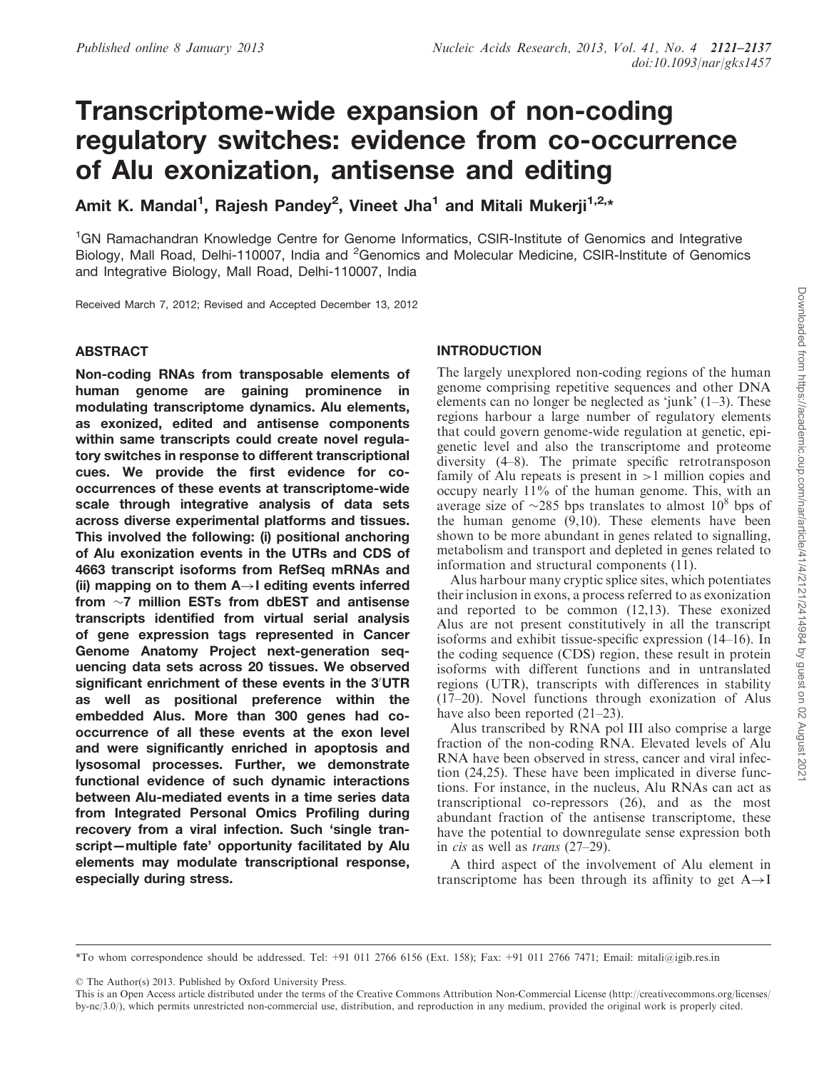# Transcriptome-wide expansion of non-coding regulatory switches: evidence from co-occurrence of Alu exonization, antisense and editing

Amit K. Mandal[1], Rajesh Pandey[2], Vineet Jha[1] and Mitali Mukerji[1,2,*]

[1]GN Ramachandran Knowledge Centre for Genome Informatics, CSIR-Institute of Genomics and Integrative Biology, Mall Road, Delhi-110007, India and [2]Genomics and Molecular Medicine, CSIR-Institute of Genomics and Integrative Biology, Mall Road, Delhi-110007, India

Received March 7, 2012; Revised and Accepted December 13, 2012

## ABSTRACT

**Non-coding RNAs from transposable elements of human genome are gaining prominence in modulating transcriptome dynamics. Alu elements, as exonized, edited and antisense components within same transcripts could create novel regulatory switches in response to different transcriptional cues. We provide the first evidence for co-occurrences of these events at transcriptome-wide scale through integrative analysis of data sets across diverse experimental platforms and tissues. This involved the following: (i) positional anchoring of Alu exonization events in the UTRs and CDS of 4663 transcript isoforms from RefSeq mRNAs and (ii) mapping on to them A→I editing events inferred from ~7 million ESTs from dbEST and antisense transcripts identified from virtual serial analysis of gene expression tags represented in Cancer Genome Anatomy Project next-generation sequencing data sets across 20 tissues. We observed significant enrichment of these events in the 3′UTR as well as positional preference within the embedded Alus. More than 300 genes had co-occurrence of all these events at the exon level and were significantly enriched in apoptosis and lysosomal processes. Further, we demonstrate functional evidence of such dynamic interactions between Alu-mediated events in a time series data from Integrated Personal Omics Profiling during recovery from a viral infection. Such 'single transcript—multiple fate' opportunity facilitated by Alu elements may modulate transcriptional response, especially during stress.**

## INTRODUCTION

The largely unexplored non-coding regions of the human genome comprising repetitive sequences and other DNA elements can no longer be neglected as 'junk' (1–3). These regions harbour a large number of regulatory elements that could govern genome-wide regulation at genetic, epigenetic level and also the transcriptome and proteome diversity (4–8). The primate specific retrotransposon family of Alu repeats is present in >1 million copies and occupy nearly 11% of the human genome. This, with an average size of ~285 bps translates to almost $10^8$ bps of the human genome (9,10). These elements have been shown to be more abundant in genes related to signalling, metabolism and transport and depleted in genes related to information and structural components (11).

Alus harbour many cryptic splice sites, which potentiates their inclusion in exons, a process referred to as exonization and reported to be common (12,13). These exonized Alus are not present constitutively in all the transcript isoforms and exhibit tissue-specific expression (14–16). In the coding sequence (CDS) region, these result in protein isoforms with different functions and in untranslated regions (UTR), transcripts with differences in stability (17–20). Novel functions through exonization of Alus have also been reported (21–23).

Alus transcribed by RNA pol III also comprise a large fraction of the non-coding RNA. Elevated levels of Alu RNA have been observed in stress, cancer and viral infection (24,25). These have been implicated in diverse functions. For instance, in the nucleus, Alu RNAs can act as transcriptional co-repressors (26), and as the most abundant fraction of the antisense transcriptome, these have the potential to downregulate sense expression both in *cis* as well as *trans* (27–29).

A third aspect of the involvement of Alu element in transcriptome has been through its affinity to get A→I

*To whom correspondence should be addressed. Tel: +91 011 2766 6156 (Ext. 158); Fax: +91 011 2766 7471; Email: mitali@igib.res.in

© The Author(s) 2013. Published by Oxford University Press.

This is an Open Access article distributed under the terms of the Creative Commons Attribution Non-Commercial License (http://creativecommons.org/licenses/by-nc/3.0/), which permits unrestricted non-commercial use, distribution, and reproduction in any medium, provided the original work is properly cited.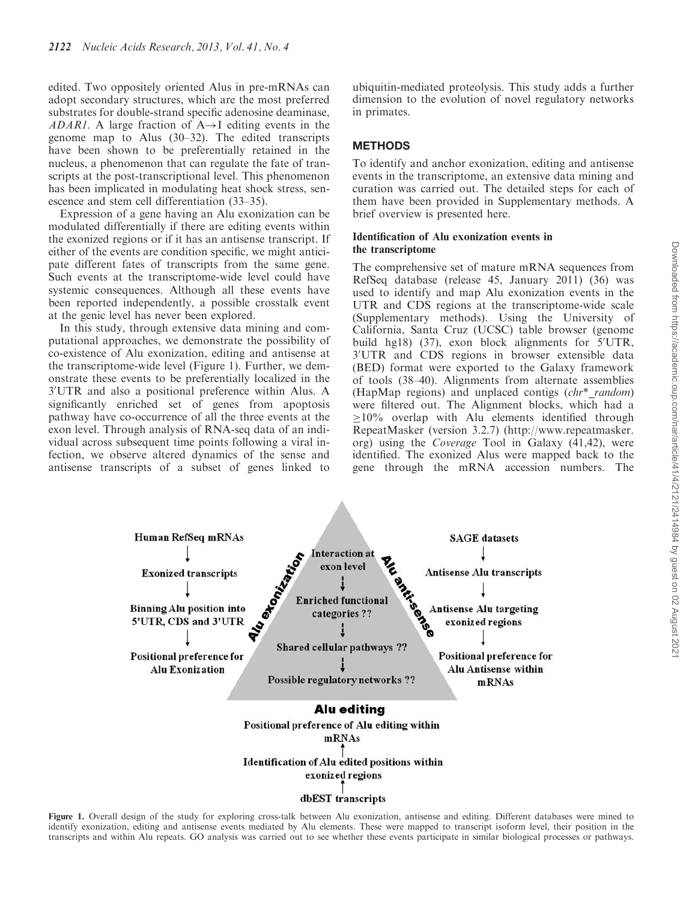edited. Two oppositely oriented Alus in pre-mRNAs can adopt secondary structures, which are the most preferred substrates for double-strand specific adenosine deaminase, *ADAR1*. A large fraction of A→I editing events in the genome map to Alus (30–32). The edited transcripts have been shown to be preferentially retained in the nucleus, a phenomenon that can regulate the fate of transcripts at the post-transcriptional level. This phenomenon has been implicated in modulating heat shock stress, senescence and stem cell differentiation (33–35).

Expression of a gene having an Alu exonization can be modulated differentially if there are editing events within the exonized regions or if it has an antisense transcript. If either of the events are condition specific, we might anticipate different fates of transcripts from the same gene. Such events at the transcriptome-wide level could have systemic consequences. Although all these events have been reported independently, a possible crosstalk event at the genic level has never been explored.

In this study, through extensive data mining and computational approaches, we demonstrate the possibility of co-existence of Alu exonization, editing and antisense at the transcriptome-wide level (Figure 1). Further, we demonstrate these events to be preferentially localized in the 3′UTR and also a positional preference within Alus. A significantly enriched set of genes from apoptosis pathway have co-occurrence of all the three events at the exon level. Through analysis of RNA-seq data of an individual across subsequent time points following a viral infection, we observe altered dynamics of the sense and antisense transcripts of a subset of genes linked to ubiquitin-mediated proteolysis. This study adds a further dimension to the evolution of novel regulatory networks in primates.

## METHODS

To identify and anchor exonization, editing and antisense events in the transcriptome, an extensive data mining and curation was carried out. The detailed steps for each of them have been provided in Supplementary methods. A brief overview is presented here.

### Identification of Alu exonization events in the transcriptome

The comprehensive set of mature mRNA sequences from RefSeq database (release 45, January 2011) (36) was used to identify and map Alu exonization events in the UTR and CDS regions at the transcriptome-wide scale (Supplementary methods). Using the University of California, Santa Cruz (UCSC) table browser (genome build hg18) (37), exon block alignments for 5′UTR, 3′UTR and CDS regions in browser extensible data (BED) format were exported to the Galaxy framework of tools (38–40). Alignments from alternate assemblies (HapMap regions) and unplaced contigs (*chr*_random*) were filtered out. The Alignment blocks, which had a ≥10% overlap with Alu elements identified through RepeatMasker (version 3.2.7) (http://www.repeatmasker.org) using the *Coverage* Tool in Galaxy (41,42), were identified. The exonized Alus were mapped back to the gene through the mRNA accession numbers. The

Figure 1. Overall design of the study for exploring cross-talk between Alu exonization, antisense and editing. Different databases were mined to identify exonization, editing and antisense events mediated by Alu elements. These were mapped to transcript isoform level, their position in the transcripts and within Alu repeats. GO analysis was carried out to see whether these events participate in similar biological processes or pathways.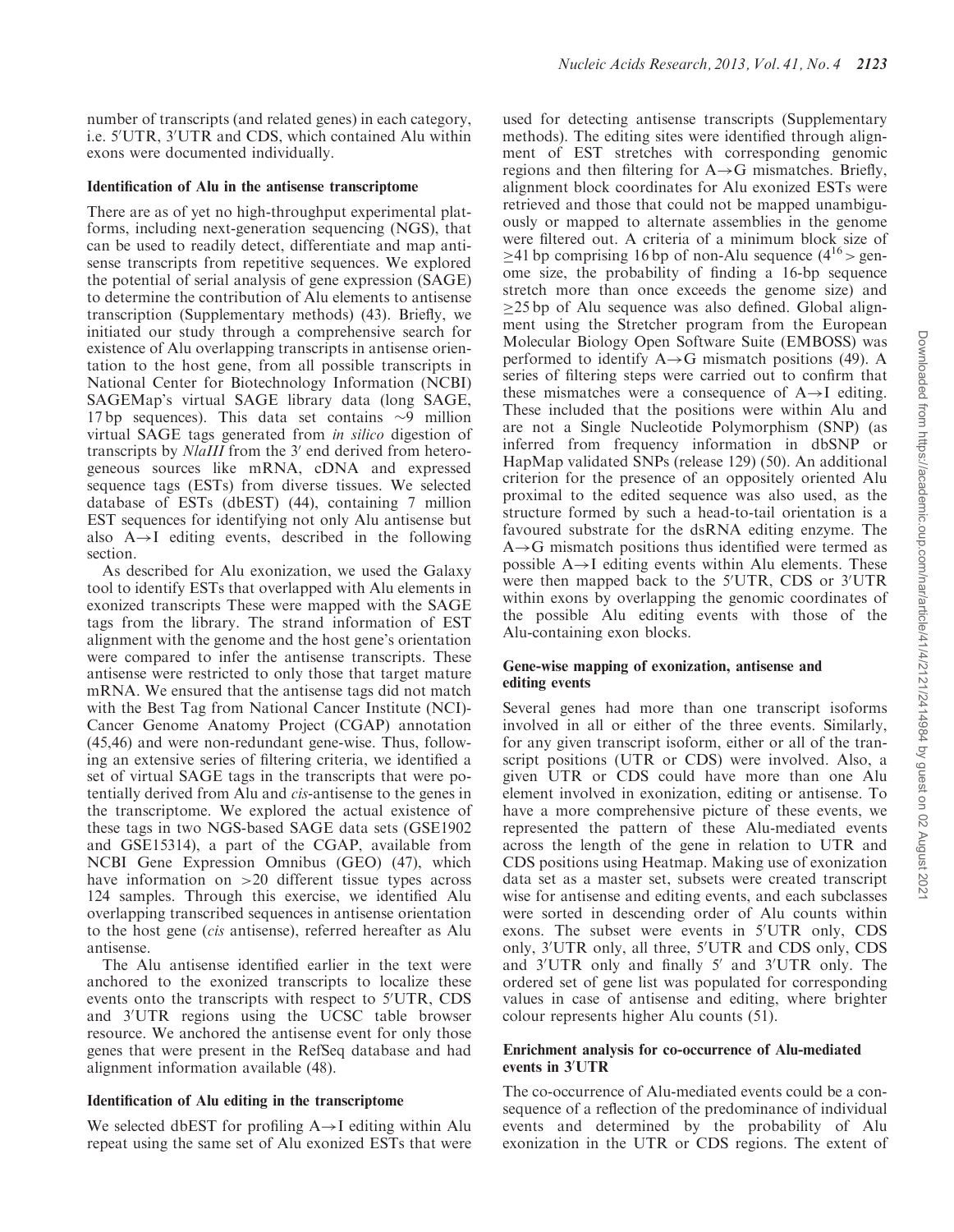number of transcripts (and related genes) in each category, i.e. 5′UTR, 3′UTR and CDS, which contained Alu within exons were documented individually.

### Identification of Alu in the antisense transcriptome

There are as of yet no high-throughput experimental platforms, including next-generation sequencing (NGS), that can be used to readily detect, differentiate and map antisense transcripts from repetitive sequences. We explored the potential of serial analysis of gene expression (SAGE) to determine the contribution of Alu elements to antisense transcription (Supplementary methods) (43). Briefly, we initiated our study through a comprehensive search for existence of Alu overlapping transcripts in antisense orientation to the host gene, from all possible transcripts in National Center for Biotechnology Information (NCBI) SAGEMap's virtual SAGE library data (long SAGE, 17 bp sequences). This data set contains ~9 million virtual SAGE tags generated from *in silico* digestion of transcripts by *NlaIII* from the 3′ end derived from heterogeneous sources like mRNA, cDNA and expressed sequence tags (ESTs) from diverse tissues. We selected database of ESTs (dbEST) (44), containing 7 million EST sequences for identifying not only Alu antisense but also A→I editing events, described in the following section.

As described for Alu exonization, we used the Galaxy tool to identify ESTs that overlapped with Alu elements in exonized transcripts These were mapped with the SAGE tags from the library. The strand information of EST alignment with the genome and the host gene's orientation were compared to infer the antisense transcripts. These antisense were restricted to only those that target mature mRNA. We ensured that the antisense tags did not match with the Best Tag from National Cancer Institute (NCI)-Cancer Genome Anatomy Project (CGAP) annotation (45,46) and were non-redundant gene-wise. Thus, following an extensive series of filtering criteria, we identified a set of virtual SAGE tags in the transcripts that were potentially derived from Alu and *cis*-antisense to the genes in the transcriptome. We explored the actual existence of these tags in two NGS-based SAGE data sets (GSE1902 and GSE15314), a part of the CGAP, available from NCBI Gene Expression Omnibus (GEO) (47), which have information on >20 different tissue types across 124 samples. Through this exercise, we identified Alu overlapping transcribed sequences in antisense orientation to the host gene (*cis* antisense), referred hereafter as Alu antisense.

The Alu antisense identified earlier in the text were anchored to the exonized transcripts to localize these events onto the transcripts with respect to 5′UTR, CDS and 3′UTR regions using the UCSC table browser resource. We anchored the antisense event for only those genes that were present in the RefSeq database and had alignment information available (48).

### Identification of Alu editing in the transcriptome

We selected dbEST for profiling A→I editing within Alu repeat using the same set of Alu exonized ESTs that were used for detecting antisense transcripts (Supplementary methods). The editing sites were identified through alignment of EST stretches with corresponding genomic regions and then filtering for A→G mismatches. Briefly, alignment block coordinates for Alu exonized ESTs were retrieved and those that could not be mapped unambiguously or mapped to alternate assemblies in the genome were filtered out. A criteria of a minimum block size of ≥41 bp comprising 16 bp of non-Alu sequence ($4^{16}$ > genome size, the probability of finding a 16-bp sequence stretch more than once exceeds the genome size) and ≥25 bp of Alu sequence was also defined. Global alignment using the Stretcher program from the European Molecular Biology Open Software Suite (EMBOSS) was performed to identify A→G mismatch positions (49). A series of filtering steps were carried out to confirm that these mismatches were a consequence of A→I editing. These included that the positions were within Alu and are not a Single Nucleotide Polymorphism (SNP) (as inferred from frequency information in dbSNP or HapMap validated SNPs (release 129) (50). An additional criterion for the presence of an oppositely oriented Alu proximal to the edited sequence was also used, as the structure formed by such a head-to-tail orientation is a favoured substrate for the dsRNA editing enzyme. The A→G mismatch positions thus identified were termed as possible A→I editing events within Alu elements. These were then mapped back to the 5′UTR, CDS or 3′UTR within exons by overlapping the genomic coordinates of the possible Alu editing events with those of the Alu-containing exon blocks.

### Gene-wise mapping of exonization, antisense and editing events

Several genes had more than one transcript isoforms involved in all or either of the three events. Similarly, for any given transcript isoform, either or all of the transcript positions (UTR or CDS) were involved. Also, a given UTR or CDS could have more than one Alu element involved in exonization, editing or antisense. To have a more comprehensive picture of these events, we represented the pattern of these Alu-mediated events across the length of the gene in relation to UTR and CDS positions using Heatmap. Making use of exonization data set as a master set, subsets were created transcript wise for antisense and editing events, and each subclasses were sorted in descending order of Alu counts within exons. The subset were events in 5′UTR only, CDS only, 3′UTR only, all three, 5′UTR and CDS only, CDS and 3′UTR only and finally 5′ and 3′UTR only. The ordered set of gene list was populated for corresponding values in case of antisense and editing, where brighter colour represents higher Alu counts (51).

### Enrichment analysis for co-occurrence of Alu-mediated events in 3′UTR

The co-occurrence of Alu-mediated events could be a consequence of a reflection of the predominance of individual events and determined by the probability of Alu exonization in the UTR or CDS regions. The extent of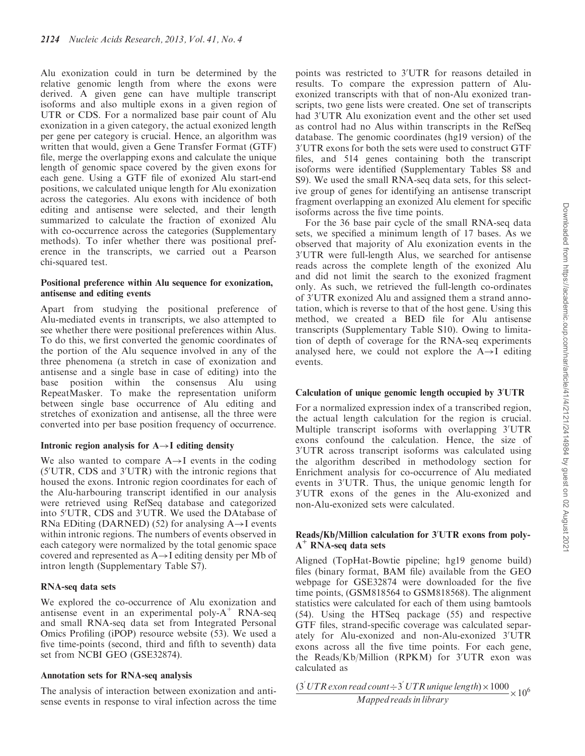Alu exonization could in turn be determined by the relative genomic length from where the exons were derived. A given gene can have multiple transcript isoforms and also multiple exons in a given region of UTR or CDS. For a normalized base pair count of Alu exonization in a given category, the actual exonized length per gene per category is crucial. Hence, an algorithm was written that would, given a Gene Transfer Format (GTF) file, merge the overlapping exons and calculate the unique length of genomic space covered by the given exons for each gene. Using a GTF file of exonized Alu start-end positions, we calculated unique length for Alu exonization across the categories. Alu exons with incidence of both editing and antisense were selected, and their length summarized to calculate the fraction of exonized Alu with co-occurrence across the categories (Supplementary methods). To infer whether there was positional preference in the transcripts, we carried out a Pearson chi-squared test.

### Positional preference within Alu sequence for exonization, antisense and editing events

Apart from studying the positional preference of Alu-mediated events in transcripts, we also attempted to see whether there were positional preferences within Alus. To do this, we first converted the genomic coordinates of the portion of the Alu sequence involved in any of the three phenomena (a stretch in case of exonization and antisense and a single base in case of editing) into the base position within the consensus Alu using RepeatMasker. To make the representation uniform between single base occurrence of Alu editing and stretches of exonization and antisense, all the three were converted into per base position frequency of occurrence.

### Intronic region analysis for A→I editing density

We also wanted to compare A→I events in the coding (5′UTR, CDS and 3′UTR) with the intronic regions that housed the exons. Intronic region coordinates for each of the Alu-harbouring transcript identified in our analysis were retrieved using RefSeq database and categorized into 5′UTR, CDS and 3′UTR. We used the DAtabase of RNa EDiting (DARNED) (52) for analysing A→I events within intronic regions. The numbers of events observed in each category were normalized by the total genomic space covered and represented as A→I editing density per Mb of intron length (Supplementary Table S7).

### RNA-seq data sets

We explored the co-occurrence of Alu exonization and antisense event in an experimental poly-$A^+$ RNA-seq and small RNA-seq data set from Integrated Personal Omics Profiling (iPOP) resource website (53). We used a five time-points (second, third and fifth to seventh) data set from NCBI GEO (GSE32874).

### Annotation sets for RNA-seq analysis

The analysis of interaction between exonization and antisense events in response to viral infection across the time points was restricted to 3′UTR for reasons detailed in results. To compare the expression pattern of Alu-exonized transcripts with that of non-Alu exonized transcripts, two gene lists were created. One set of transcripts had 3′UTR Alu exonization event and the other set used as control had no Alus within transcripts in the RefSeq database. The genomic coordinates (hg19 version) of the 3′UTR exons for both the sets were used to construct GTF files, and 514 genes containing both the transcript isoforms were identified (Supplementary Tables S8 and S9). We used the small RNA-seq data sets, for this selective group of genes for identifying an antisense transcript fragment overlapping an exonized Alu element for specific isoforms across the five time points.

For the 36 base pair cycle of the small RNA-seq data sets, we specified a minimum length of 17 bases. As we observed that majority of Alu exonization events in the 3′UTR were full-length Alus, we searched for antisense reads across the complete length of the exonized Alu and did not limit the search to the exonized fragment only. As such, we retrieved the full-length co-ordinates of 3′UTR exonized Alu and assigned them a strand annotation, which is reverse to that of the host gene. Using this method, we created a BED file for Alu antisense transcripts (Supplementary Table S10). Owing to limitation of depth of coverage for the RNA-seq experiments analysed here, we could not explore the A→I editing events.

### Calculation of unique genomic length occupied by 3′UTR

For a normalized expression index of a transcribed region, the actual length calculation for the region is crucial. Multiple transcript isoforms with overlapping 3′UTR exons confound the calculation. Hence, the size of 3′UTR across transcript isoforms was calculated using the algorithm described in methodology section for Enrichment analysis for co-occurrence of Alu mediated events in 3′UTR. Thus, the unique genomic length for 3′UTR exons of the genes in the Alu-exonized and non-Alu-exonized sets were calculated.

### Reads/Kb/Million calculation for 3′UTR exons from poly-$A^+$ RNA-seq data sets

Aligned (TopHat-Bowtie pipeline; hg19 genome build) files (binary format, BAM file) available from the GEO webpage for GSE32874 were downloaded for the five time points, (GSM818564 to GSM818568). The alignment statistics were calculated for each of them using bamtools (54). Using the HTSeq package (55) and respective GTF files, strand-specific coverage was calculated separately for Alu-exonized and non-Alu-exonized 3′UTR exons across all the five time points. For each gene, the Reads/Kb/Million (RPKM) for 3′UTR exon was calculated as

$$\frac{(3'\,UTR\,exon\,read\,count \div 3'\,UTR\,unique\,length) \times 1000}{Mapped\,reads\,in\,library} \times 10^6$$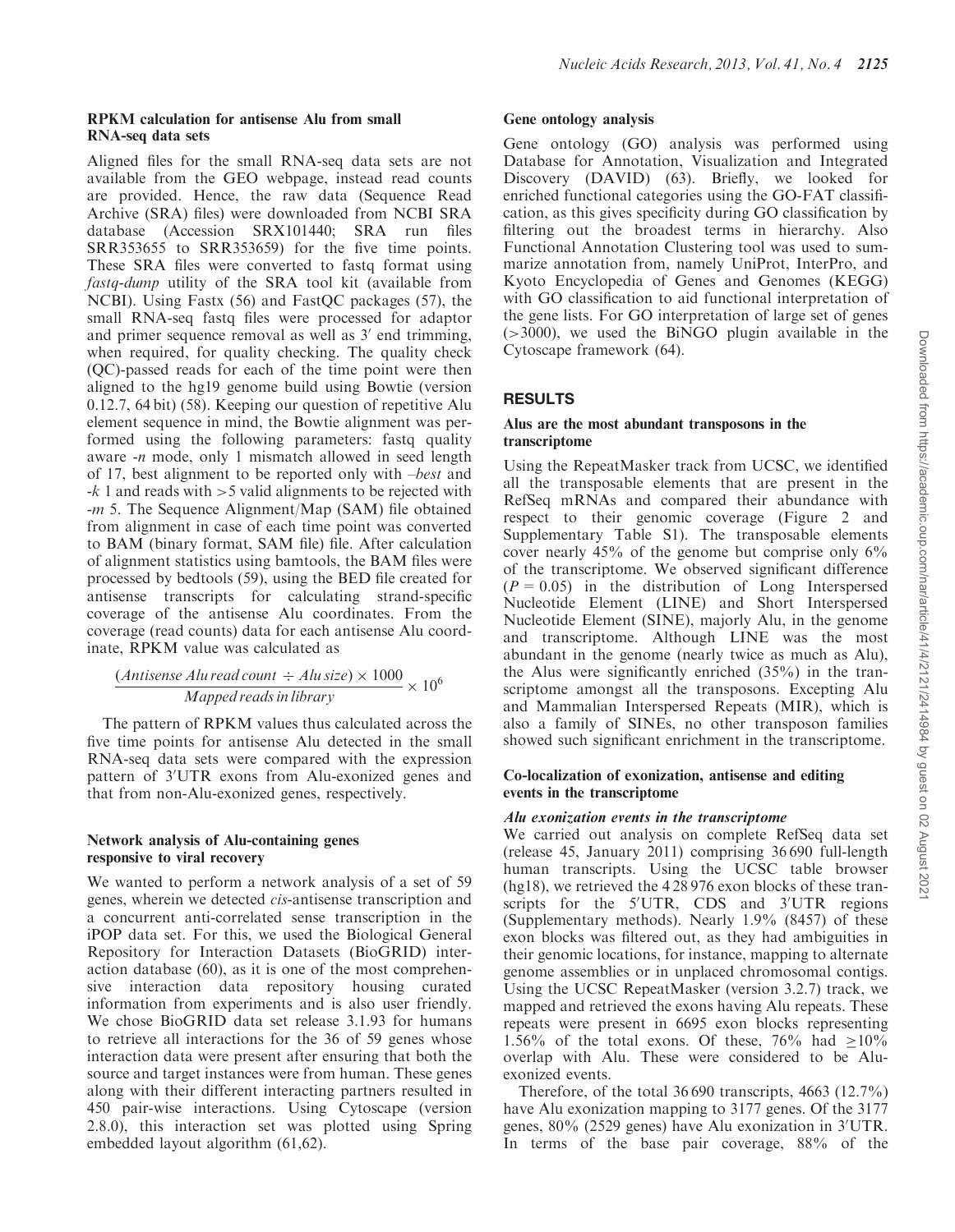### RPKM calculation for antisense Alu from small RNA-seq data sets

Aligned files for the small RNA-seq data sets are not available from the GEO webpage, instead read counts are provided. Hence, the raw data (Sequence Read Archive (SRA) files) were downloaded from NCBI SRA database (Accession SRX101440; SRA run files SRR353655 to SRR353659) for the five time points. These SRA files were converted to fastq format using *fastq-dump* utility of the SRA tool kit (available from NCBI). Using Fastx (56) and FastQC packages (57), the small RNA-seq fastq files were processed for adaptor and primer sequence removal as well as 3′ end trimming, when required, for quality checking. The quality check (QC)-passed reads for each of the time point were then aligned to the hg19 genome build using Bowtie (version 0.12.7, 64 bit) (58). Keeping our question of repetitive Alu element sequence in mind, the Bowtie alignment was performed using the following parameters: fastq quality aware *-n* mode, only 1 mismatch allowed in seed length of 17, best alignment to be reported only with *–best* and *-k* 1 and reads with >5 valid alignments to be rejected with *-m* 5. The Sequence Alignment/Map (SAM) file obtained from alignment in case of each time point was converted to BAM (binary format, SAM file) file. After calculation of alignment statistics using bamtools, the BAM files were processed by bedtools (59), using the BED file created for antisense transcripts for calculating strand-specific coverage of the antisense Alu coordinates. From the coverage (read counts) data for each antisense Alu coordinate, RPKM value was calculated as

$$\frac{(Antisense\ Alu\ read\ count\ \div\ Alu\ size) \times 1000}{Mapped\ reads\ in\ library} \times 10^6$$

The pattern of RPKM values thus calculated across the five time points for antisense Alu detected in the small RNA-seq data sets were compared with the expression pattern of 3′UTR exons from Alu-exonized genes and that from non-Alu-exonized genes, respectively.

### Network analysis of Alu-containing genes responsive to viral recovery

We wanted to perform a network analysis of a set of 59 genes, wherein we detected *cis*-antisense transcription and a concurrent anti-correlated sense transcription in the iPOP data set. For this, we used the Biological General Repository for Interaction Datasets (BioGRID) interaction database (60), as it is one of the most comprehensive interaction data repository housing curated information from experiments and is also user friendly. We chose BioGRID data set release 3.1.93 for humans to retrieve all interactions for the 36 of 59 genes whose interaction data were present after ensuring that both the source and target instances were from human. These genes along with their different interacting partners resulted in 450 pair-wise interactions. Using Cytoscape (version 2.8.0), this interaction set was plotted using Spring embedded layout algorithm (61,62).

### Gene ontology analysis

Gene ontology (GO) analysis was performed using Database for Annotation, Visualization and Integrated Discovery (DAVID) (63). Briefly, we looked for enriched functional categories using the GO-FAT classification, as this gives specificity during GO classification by filtering out the broadest terms in hierarchy. Also Functional Annotation Clustering tool was used to summarize annotation from, namely UniProt, InterPro, and Kyoto Encyclopedia of Genes and Genomes (KEGG) with GO classification to aid functional interpretation of the gene lists. For GO interpretation of large set of genes (>3000), we used the BiNGO plugin available in the Cytoscape framework (64).

## RESULTS

### Alus are the most abundant transposons in the transcriptome

Using the RepeatMasker track from UCSC, we identified all the transposable elements that are present in the RefSeq mRNAs and compared their abundance with respect to their genomic coverage (Figure 2 and Supplementary Table S1). The transposable elements cover nearly 45% of the genome but comprise only 6% of the transcriptome. We observed significant difference ($P = 0.05$) in the distribution of Long Interspersed Nucleotide Element (LINE) and Short Interspersed Nucleotide Element (SINE), majorly Alu, in the genome and transcriptome. Although LINE was the most abundant in the genome (nearly twice as much as Alu), the Alus were significantly enriched (35%) in the transcriptome amongst all the transposons. Excepting Alu and Mammalian Interspersed Repeats (MIR), which is also a family of SINEs, no other transposon families showed such significant enrichment in the transcriptome.

### Co-localization of exonization, antisense and editing events in the transcriptome

#### *Alu exonization events in the transcriptome*

We carried out analysis on complete RefSeq data set (release 45, January 2011) comprising 36 690 full-length human transcripts. Using the UCSC table browser (hg18), we retrieved the 4 28 976 exon blocks of these transcripts for the 5′UTR, CDS and 3′UTR regions (Supplementary methods). Nearly 1.9% (8457) of these exon blocks was filtered out, as they had ambiguities in their genomic locations, for instance, mapping to alternate genome assemblies or in unplaced chromosomal contigs. Using the UCSC RepeatMasker (version 3.2.7) track, we mapped and retrieved the exons having Alu repeats. These repeats were present in 6695 exon blocks representing 1.56% of the total exons. Of these, 76% had ≥10% overlap with Alu. These were considered to be Alu-exonized events.

Therefore, of the total 36 690 transcripts, 4663 (12.7%) have Alu exonization mapping to 3177 genes. Of the 3177 genes, 80% (2529 genes) have Alu exonization in 3′UTR. In terms of the base pair coverage, 88% of the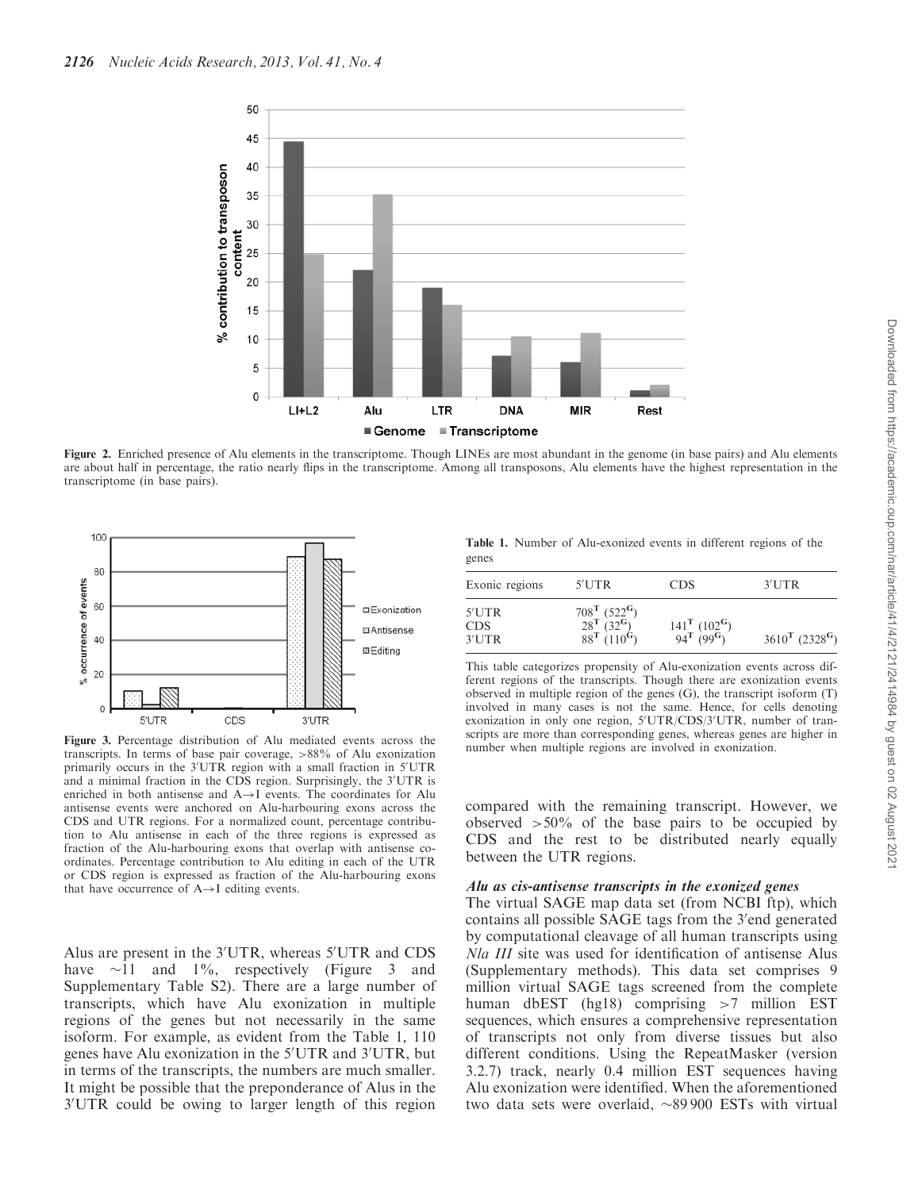Figure 2. Enriched presence of Alu elements in the transcriptome. Though LINEs are most abundant in the genome (in base pairs) and Alu elements are about half in percentage, the ratio nearly flips in the transcriptome. Among all transposons, Alu elements have the highest representation in the transcriptome (in base pairs).

Figure 3. Percentage distribution of Alu mediated events across the transcripts. In terms of base pair coverage, >88% of Alu exonization primarily occurs in the 3′UTR region with a small fraction in 5′UTR and a minimal fraction in the CDS region. Surprisingly, the 3′UTR is enriched in both antisense and A→I events. The coordinates for Alu antisense events were anchored on Alu-harbouring exons across the CDS and UTR regions. For a normalized count, percentage contribution to Alu antisense in each of the three regions is expressed as fraction of the Alu-harbouring exons that overlap with antisense coordinates. Percentage contribution to Alu editing in each of the UTR or CDS region is expressed as fraction of the Alu-harbouring exons that have occurrence of A→I editing events.

Alus are present in the 3′UTR, whereas 5′UTR and CDS have ~11 and 1%, respectively (Figure 3 and Supplementary Table S2). There are a large number of transcripts, which have Alu exonization in multiple regions of the genes but not necessarily in the same isoform. For example, as evident from the Table 1, 110 genes have Alu exonization in the 5′UTR and 3′UTR, but in terms of the transcripts, the numbers are much smaller. It might be possible that the preponderance of Alus in the 3′UTR could be owing to larger length of this region

**Table 1.** Number of Alu-exonized events in different regions of the genes

| Exonic regions | 5′UTR | CDS | 3′UTR |
|---|---|---|---|
| 5′UTR | $708^{T}$ ($522^{G}$) | | |
| CDS | $28^{T}$ ($32^{G}$) | $141^{T}$ ($102^{G}$) | |
| 3′UTR | $88^{T}$ ($110^{G}$) | $94^{T}$ ($99^{G}$) | $3610^{T}$ ($2328^{G}$) |

This table categorizes propensity of Alu-exonization events across different regions of the transcripts. Though there are exonization events observed in multiple region of the genes (G), the transcript isoform (T) involved in many cases is not the same. Hence, for cells denoting exonization in only one region, 5′UTR/CDS/3′UTR, number of transcripts are more than corresponding genes, whereas genes are higher in number when multiple regions are involved in exonization.

compared with the remaining transcript. However, we observed >50% of the base pairs to be occupied by CDS and the rest to be distributed nearly equally between the UTR regions.

### *Alu as cis-antisense transcripts in the exonized genes*

The virtual SAGE map data set (from NCBI ftp), which contains all possible SAGE tags from the 3′end generated by computational cleavage of all human transcripts using *Nla III* site was used for identification of antisense Alus (Supplementary methods). This data set comprises 9 million virtual SAGE tags screened from the complete human dbEST (hg18) comprising >7 million EST sequences, which ensures a comprehensive representation of transcripts not only from diverse tissues but also different conditions. Using the RepeatMasker (version 3.2.7) track, nearly 0.4 million EST sequences having Alu exonization were identified. When the aforementioned two data sets were overlaid, ~89 900 ESTs with virtual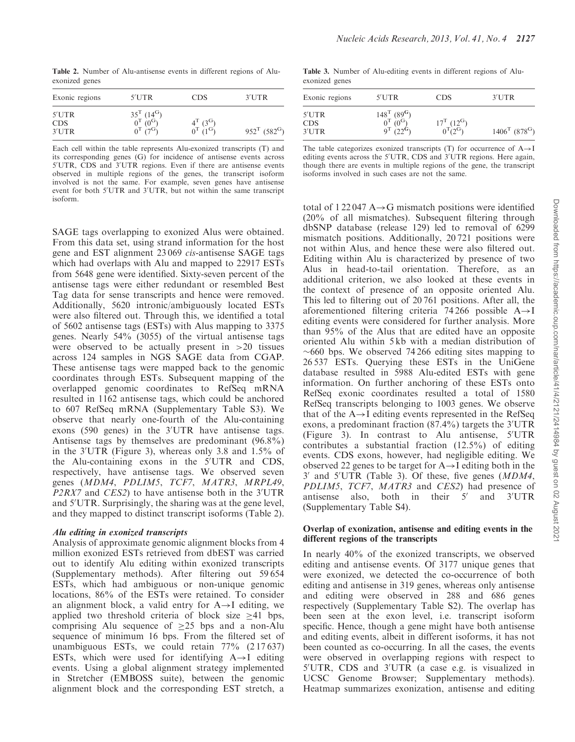**Table 2.** Number of Alu-antisense events in different regions of Alu-exonized genes

| Exonic regions | 5′UTR | CDS | 3′UTR |
|---|---|---|---|
| 5′UTR | $35^{T}$ ($14^{G}$) | | |
| CDS | $0^{T}$ ($0^{G}$) | $4^{T}$ ($3^{G}$) | |
| 3′UTR | $0^{T}$ ($7^{G}$) | $0^{T}$ ($1^{G}$) | $952^{T}$ ($582^{G}$) |

Each cell within the table represents Alu-exonized transcripts (T) and its corresponding genes (G) for incidence of antisense events across 5′UTR, CDS and 3′UTR regions. Even if there are antisense events observed in multiple regions of the genes, the transcript isoform involved is not the same. For example, seven genes have antisense event for both 5′UTR and 3′UTR, but not within the same transcript isoform.

SAGE tags overlapping to exonized Alus were obtained. From this data set, using strand information for the host gene and EST alignment 23 069 *cis*-antisense SAGE tags which had overlaps with Alu and mapped to 22917 ESTs from 5648 gene were identified. Sixty-seven percent of the antisense tags were either redundant or resembled Best Tag data for sense transcripts and hence were removed. Additionally, 5620 intronic/ambiguously located ESTs were also filtered out. Through this, we identified a total of 5602 antisense tags (ESTs) with Alus mapping to 3375 genes. Nearly 54% (3055) of the virtual antisense tags were observed to be actually present in >20 tissues across 124 samples in NGS SAGE data from CGAP. These antisense tags were mapped back to the genomic coordinates through ESTs. Subsequent mapping of the overlapped genomic coordinates to RefSeq mRNA resulted in 1162 antisense tags, which could be anchored to 607 RefSeq mRNA (Supplementary Table S3). We observe that nearly one-fourth of the Alu-containing exons (590 genes) in the 3′UTR have antisense tags. Antisense tags by themselves are predominant (96.8%) in the 3′UTR (Figure 3), whereas only 3.8 and 1.5% of the Alu-containing exons in the 5′UTR and CDS, respectively, have antisense tags. We observed seven genes (*MDM4*, *PDLIM5*, *TCF7*, *MATR3*, *MRPL49*, *P2RX7* and *CES2*) to have antisense both in the 3′UTR and 5′UTR. Surprisingly, the sharing was at the gene level, and they mapped to distinct transcript isoforms (Table 2).

### *Alu editing in exonized transcripts*

Analysis of approximate genomic alignment blocks from 4 million exonized ESTs retrieved from dbEST was carried out to identify Alu editing within exonized transcripts (Supplementary methods). After filtering out 59 654 ESTs, which had ambiguous or non-unique genomic locations, 86% of the ESTs were retained. To consider an alignment block, a valid entry for A→I editing, we applied two threshold criteria of block size ≥41 bps, comprising Alu sequence of ≥25 bps and a non-Alu sequence of minimum 16 bps. From the filtered set of unambiguous ESTs, we could retain 77% (2 17 637) ESTs, which were used for identifying A→I editing events. Using a global alignment strategy implemented in Stretcher (EMBOSS suite), between the genomic alignment block and the corresponding EST stretch, a total of 1 22 047 A→G mismatch positions were identified (20% of all mismatches). Subsequent filtering through dbSNP database (release 129) led to removal of 6299 mismatch positions. Additionally, 20 721 positions were not within Alus, and hence these were also filtered out. Editing within Alu is characterized by presence of two Alus in head-to-tail orientation. Therefore, as an additional criterion, we also looked at these events in the context of presence of an opposite oriented Alu. This led to filtering out of 20 761 positions. After all, the aforementioned filtering criteria 74 266 possible A→I editing events were considered for further analysis. More than 95% of the Alus that are edited have an opposite oriented Alu within 5 kb with a median distribution of ~660 bps. We observed 74 266 editing sites mapping to 26 537 ESTs. Querying these ESTs in the UniGene database resulted in 5988 Alu-edited ESTs with gene information. On further anchoring of these ESTs onto RefSeq exonic coordinates resulted a total of 1580 RefSeq transcripts belonging to 1003 genes. We observe that of the A→I editing events represented in the RefSeq exons, a predominant fraction (87.4%) targets the 3′UTR (Figure 3). In contrast to Alu antisense, 5′UTR contributes a substantial fraction (12.5%) of editing events. CDS exons, however, had negligible editing. We observed 22 genes to be target for A→I editing both in the 3′ and 5′UTR (Table 3). Of these, five genes (*MDM4*, *PDLIM5*, *TCF7*, *MATR3* and *CES2*) had presence of antisense also, both in their 5′ and 3′UTR (Supplementary Table S4).

**Table 3.** Number of Alu-editing events in different regions of Alu-exonized genes

| Exonic regions | 5′UTR | CDS | 3′UTR |
|---|---|---|---|
| 5′UTR | $148^{T}$ ($89^{G}$) | | |
| CDS | $0^{T}$ ($0^{G}$) | $17^{T}$ ($12^{G}$) | |
| 3′UTR | $9^{T}$ ($22^{G}$) | $0^{T}$ ($2^{G}$) | $1406^{T}$ ($878^{G}$) |

The table categorizes exonized transcripts (T) for occurrence of A→I editing events across the 5′UTR, CDS and 3′UTR regions. Here again, though there are events in multiple regions of the gene, the transcript isoforms involved in such cases are not the same.

### Overlap of exonization, antisense and editing events in the different regions of the transcripts

In nearly 40% of the exonized transcripts, we observed editing and antisense events. Of 3177 unique genes that were exonized, we detected the co-occurrence of both editing and antisense in 319 genes, whereas only antisense and editing were observed in 288 and 686 genes respectively (Supplementary Table S2). The overlap has been seen at the exon level, i.e. transcript isoform specific. Hence, though a gene might have both antisense and editing events, albeit in different isoforms, it has not been counted as co-occurring. In all the cases, the events were observed in overlapping regions with respect to 5′UTR, CDS and 3′UTR (a case e.g. is visualized in UCSC Genome Browser; Supplementary methods). Heatmap summarizes exonization, antisense and editing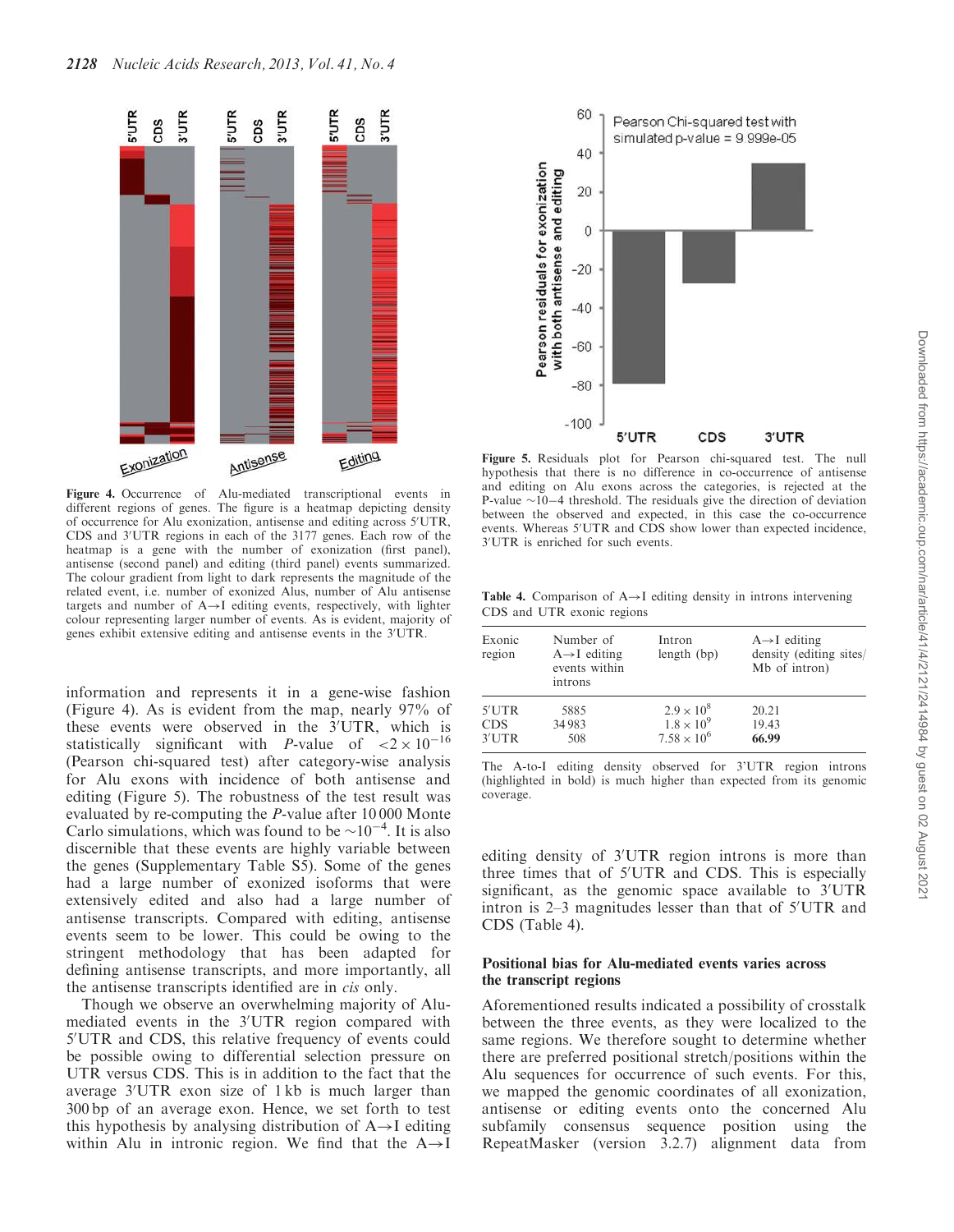Figure 4. Occurrence of Alu-mediated transcriptional events in different regions of genes. The figure is a heatmap depicting density of occurrence for Alu exonization, antisense and editing across 5′UTR, CDS and 3′UTR regions in each of the 3177 genes. Each row of the heatmap is a gene with the number of exonization (first panel), antisense (second panel) and editing (third panel) events summarized. The colour gradient from light to dark represents the magnitude of the related event, i.e. number of exonized Alus, number of Alu antisense targets and number of A→I editing events, respectively, with lighter colour representing larger number of events. As is evident, majority of genes exhibit extensive editing and antisense events in the 3′UTR.

information and represents it in a gene-wise fashion (Figure 4). As is evident from the map, nearly 97% of these events were observed in the 3′UTR, which is statistically significant with *P*-value of $<2 \times 10^{-16}$ (Pearson chi-squared test) after category-wise analysis for Alu exons with incidence of both antisense and editing (Figure 5). The robustness of the test result was evaluated by re-computing the *P*-value after 10 000 Monte Carlo simulations, which was found to be $\sim 10^{-4}$. It is also discernible that these events are highly variable between the genes (Supplementary Table S5). Some of the genes had a large number of exonized isoforms that were extensively edited and also had a large number of antisense transcripts. Compared with editing, antisense events seem to be lower. This could be owing to the stringent methodology that has been adapted for defining antisense transcripts, and more importantly, all the antisense transcripts identified are in *cis* only.

Though we observe an overwhelming majority of Alu-mediated events in the 3′UTR region compared with 5′UTR and CDS, this relative frequency of events could be possible owing to differential selection pressure on UTR versus CDS. This is in addition to the fact that the average 3′UTR exon size of 1 kb is much larger than 300 bp of an average exon. Hence, we set forth to test this hypothesis by analysing distribution of A→I editing within Alu in intronic region. We find that the A→I editing density of 3′UTR region introns is more than three times that of 5′UTR and CDS. This is especially significant, as the genomic space available to 3′UTR intron is 2–3 magnitudes lesser than that of 5′UTR and CDS (Table 4).

Figure 5. Residuals plot for Pearson chi-squared test. The null hypothesis that there is no difference in co-occurrence of antisense and editing on Alu exons across the categories, is rejected at the P-value ~10−4 threshold. The residuals give the direction of deviation between the observed and expected, in this case the co-occurrence events. Whereas 5′UTR and CDS show lower than expected incidence, 3′UTR is enriched for such events.

**Table 4.** Comparison of A→I editing density in introns intervening CDS and UTR exonic regions

| Exonic region | Number of A→I editing events within introns | Intron length (bp) | A→I editing density (editing sites/ Mb of intron) |
|---|---|---|---|
| 5′UTR | 5885 | $2.9 \times 10^8$ | 20.21 |
| CDS | 34 983 | $1.8 \times 10^9$ | 19.43 |
| 3′UTR | 508 | $7.58 \times 10^6$ | **66.99** |

The A-to-I editing density observed for 3′UTR region introns (highlighted in bold) is much higher than expected from its genomic coverage.

## Positional bias for Alu-mediated events varies across the transcript regions

Aforementioned results indicated a possibility of crosstalk between the three events, as they were localized to the same regions. We therefore sought to determine whether there are preferred positional stretch/positions within the Alu sequences for occurrence of such events. For this, we mapped the genomic coordinates of all exonization, antisense or editing events onto the concerned Alu subfamily consensus sequence position using the RepeatMasker (version 3.2.7) alignment data from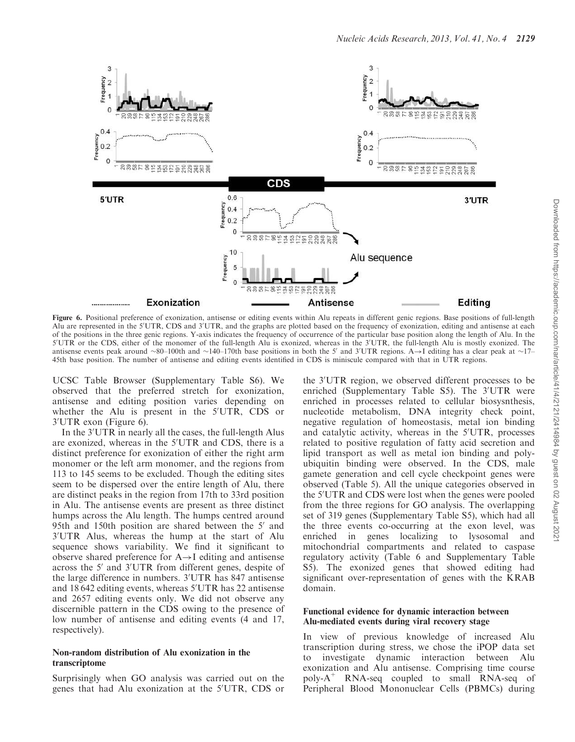**Figure 6.** Positional preference of exonization, antisense or editing events within Alu repeats in different genic regions. Base positions of full-length Alu are represented in the 5′UTR, CDS and 3′UTR, and the graphs are plotted based on the frequency of exonization, editing and antisense at each of the positions in the three genic regions. Y-axis indicates the frequency of occurrence of the particular base position along the length of Alu. In the 5′UTR or the CDS, either of the monomer of the full-length Alu is exonized, whereas in the 3′UTR, the full-length Alu is mostly exonized. The antisense events peak around ~80–100th and ~140–170th base positions in both the 5′ and 3′UTR regions. A→I editing has a clear peak at ~17–45th base position. The number of antisense and editing events identified in CDS is miniscule compared with that in UTR regions.

UCSC Table Browser (Supplementary Table S6). We observed that the preferred stretch for exonization, antisense and editing position varies depending on whether the Alu is present in the 5′UTR, CDS or 3′UTR exon (Figure 6).

In the 3′UTR in nearly all the cases, the full-length Alus are exonized, whereas in the 5′UTR and CDS, there is a distinct preference for exonization of either the right arm monomer or the left arm monomer, and the regions from 113 to 145 seems to be excluded. Though the editing sites seem to be dispersed over the entire length of Alu, there are distinct peaks in the region from 17th to 33rd position in Alu. The antisense events are present as three distinct humps across the Alu length. The humps centred around 95th and 150th position are shared between the 5′ and 3′UTR Alus, whereas the hump at the start of Alu sequence shows variability. We find it significant to observe shared preference for A→I editing and antisense across the 5′ and 3′UTR from different genes, despite of the large difference in numbers. 3′UTR has 847 antisense and 18 642 editing events, whereas 5′UTR has 22 antisense and 2657 editing events only. We did not observe any discernible pattern in the CDS owing to the presence of low number of antisense and editing events (4 and 17, respectively).

### Non-random distribution of Alu exonization in the transcriptome

Surprisingly when GO analysis was carried out on the genes that had Alu exonization at the 5′UTR, CDS or the 3′UTR region, we observed different processes to be enriched (Supplementary Table S5). The 3′UTR were enriched in processes related to cellular biosysnthesis, nucleotide metabolism, DNA integrity check point, negative regulation of homeostasis, metal ion binding and catalytic activity, whereas in the 5′UTR, processes related to positive regulation of fatty acid secretion and lipid transport as well as metal ion binding and poly-ubiquitin binding were observed. In the CDS, male gamete generation and cell cycle checkpoint genes were observed (Table 5). All the unique categories observed in the 5′UTR and CDS were lost when the genes were pooled from the three regions for GO analysis. The overlapping set of 319 genes (Supplementary Table S5), which had all the three events co-occurring at the exon level, was enriched in genes localizing to lysosomal and mitochondrial compartments and related to caspase regulatory activity (Table 6 and Supplementary Table S5). The exonized genes that showed editing had significant over-representation of genes with the KRAB domain.

### Functional evidence for dynamic interaction between Alu-mediated events during viral recovery stage

In view of previous knowledge of increased Alu transcription during stress, we chose the iPOP data set to investigate dynamic interaction between Alu exonization and Alu antisense. Comprising time course poly-A$^{+}$ RNA-seq coupled to small RNA-seq of Peripheral Blood Mononuclear Cells (PBMCs) during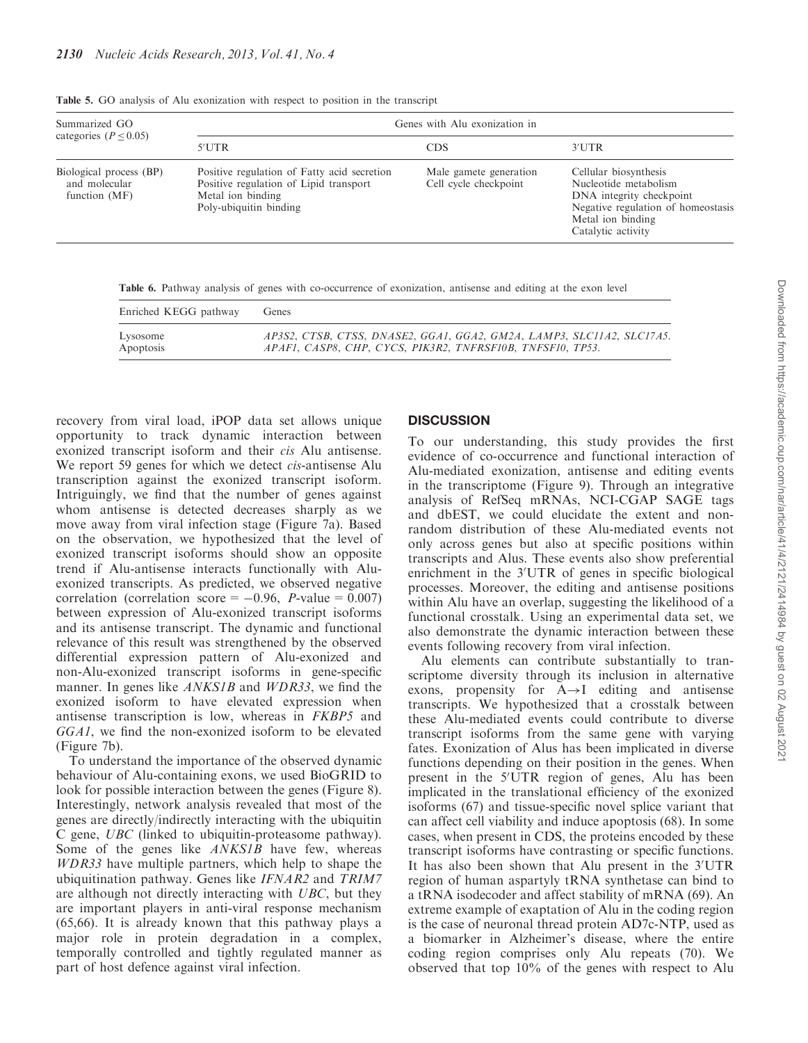**Table 5.** GO analysis of Alu exonization with respect to position in the transcript

| Summarized GO categories ($P \leq 0.05$) | Genes with Alu exonization in | | |
|---|---|---|---|
| | 5′UTR | CDS | 3′UTR |
| Biological process (BP) and molecular function (MF) | Positive regulation of Fatty acid secretion<br>Positive regulation of Lipid transport<br>Metal ion binding<br>Poly-ubiquitin binding | Male gamete generation<br>Cell cycle checkpoint | Cellular biosynthesis<br>Nucleotide metabolism<br>DNA integrity checkpoint<br>Negative regulation of homeostasis<br>Metal ion binding<br>Catalytic activity |

**Table 6.** Pathway analysis of genes with co-occurrence of exonization, antisense and editing at the exon level

| Enriched KEGG pathway | Genes |
|---|---|
| Lysosome | *AP3S2, CTSB, CTSS, DNASE2, GGA1, GGA2, GM2A, LAMP3, SLC11A2, SLC17A5.* |
| Apoptosis | *APAF1, CASP8, CHP, CYCS, PIK3R2, TNFRSF10B, TNFSF10, TP53.* |

recovery from viral load, iPOP data set allows unique opportunity to track dynamic interaction between exonized transcript isoform and their *cis* Alu antisense. We report 59 genes for which we detect *cis*-antisense Alu transcription against the exonized transcript isoform. Intriguingly, we find that the number of genes against whom antisense is detected decreases sharply as we move away from viral infection stage (Figure 7a). Based on the observation, we hypothesized that the level of exonized transcript isoforms should show an opposite trend if Alu-antisense interacts functionally with Alu-exonized transcripts. As predicted, we observed negative correlation (correlation score = −0.96, *P*-value = 0.007) between expression of Alu-exonized transcript isoforms and its antisense transcript. The dynamic and functional relevance of this result was strengthened by the observed differential expression pattern of Alu-exonized and non-Alu-exonized transcript isoforms in gene-specific manner. In genes like *ANKS1B* and *WDR33*, we find the exonized isoform to have elevated expression when antisense transcription is low, whereas in *FKBP5* and *GGA1*, we find the non-exonized isoform to be elevated (Figure 7b).

To understand the importance of the observed dynamic behaviour of Alu-containing exons, we used BioGRID to look for possible interaction between the genes (Figure 8). Interestingly, network analysis revealed that most of the genes are directly/indirectly interacting with the ubiquitin C gene, *UBC* (linked to ubiquitin-proteasome pathway). Some of the genes like *ANKS1B* have few, whereas *WDR33* have multiple partners, which help to shape the ubiquitination pathway. Genes like *IFNAR2* and *TRIM7* are although not directly interacting with *UBC*, but they are important players in anti-viral response mechanism (65,66). It is already known that this pathway plays a major role in protein degradation in a complex, temporally controlled and tightly regulated manner as part of host defence against viral infection.

## DISCUSSION

To our understanding, this study provides the first evidence of co-occurrence and functional interaction of Alu-mediated exonization, antisense and editing events in the transcriptome (Figure 9). Through an integrative analysis of RefSeq mRNAs, NCI-CGAP SAGE tags and dbEST, we could elucidate the extent and non-random distribution of these Alu-mediated events not only across genes but also at specific positions within transcripts and Alus. These events also show preferential enrichment in the 3′UTR of genes in specific biological processes. Moreover, the editing and antisense positions within Alu have an overlap, suggesting the likelihood of a functional crosstalk. Using an experimental data set, we also demonstrate the dynamic interaction between these events following recovery from viral infection.

Alu elements can contribute substantially to transcriptome diversity through its inclusion in alternative exons, propensity for A→I editing and antisense transcripts. We hypothesized that a crosstalk between these Alu-mediated events could contribute to diverse transcript isoforms from the same gene with varying fates. Exonization of Alus has been implicated in diverse functions depending on their position in the genes. When present in the 5′UTR region of genes, Alu has been implicated in the translational efficiency of the exonized isoforms (67) and tissue-specific novel splice variant that can affect cell viability and induce apoptosis (68). In some cases, when present in CDS, the proteins encoded by these transcript isoforms have contrasting or specific functions. It has also been shown that Alu present in the 3′UTR region of human aspartyly tRNA synthetase can bind to a tRNA isodecoder and affect stability of mRNA (69). An extreme example of exaptation of Alu in the coding region is the case of neuronal thread protein AD7c-NTP, used as a biomarker in Alzheimer's disease, where the entire coding region comprises only Alu repeats (70). We observed that top 10% of the genes with respect to Alu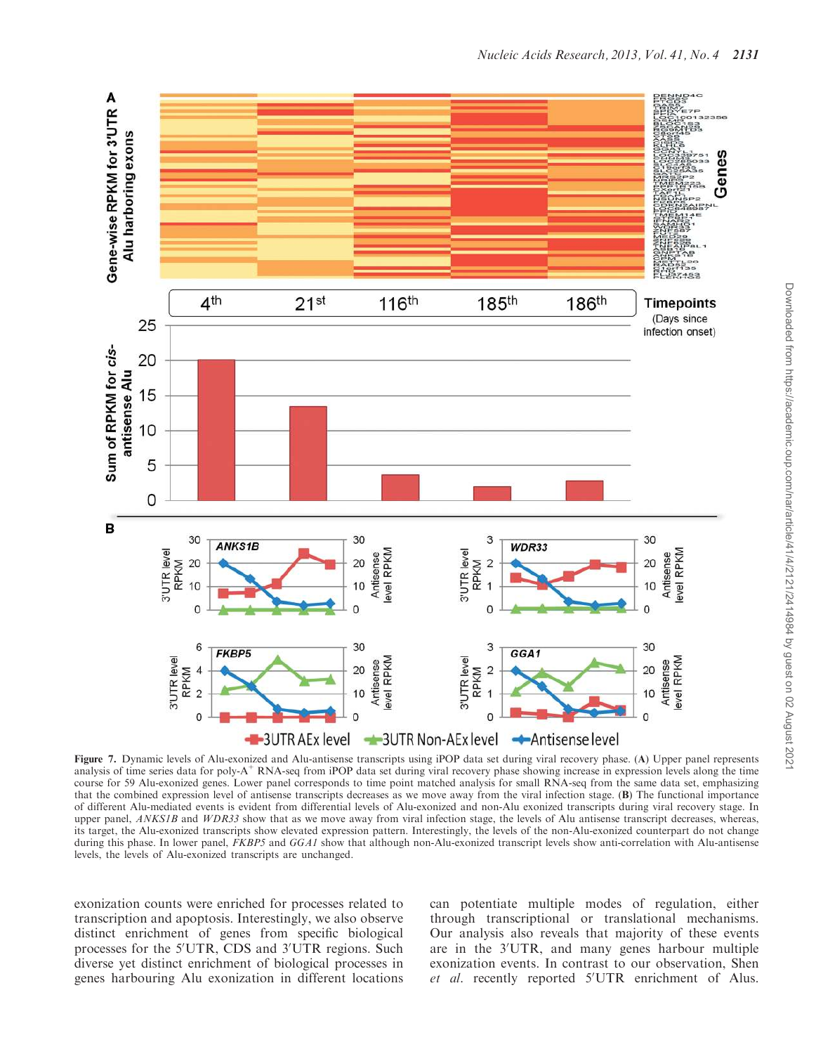Figure 7. Dynamic levels of Alu-exonized and Alu-antisense transcripts using iPOP data set during viral recovery phase. (A) Upper panel represents analysis of time series data for poly-A$^{+}$ RNA-seq from iPOP data set during viral recovery phase showing increase in expression levels along the time course for 59 Alu-exonized genes. Lower panel corresponds to time point matched analysis for small RNA-seq from the same data set, emphasizing that the combined expression level of antisense transcripts decreases as we move away from the viral infection stage. (B) The functional importance of different Alu-mediated events is evident from differential levels of Alu-exonized and non-Alu exonized transcripts during viral recovery stage. In upper panel, *ANKS1B* and *WDR33* show that as we move away from viral infection stage, the levels of Alu antisense transcript decreases, whereas, its target, the Alu-exonized transcripts show elevated expression pattern. Interestingly, the levels of the non-Alu-exonized counterpart do not change during this phase. In lower panel, *FKBP5* and *GGA1* show that although non-Alu-exonized transcript levels show anti-correlation with Alu-antisense levels, the levels of Alu-exonized transcripts are unchanged.

exonization counts were enriched for processes related to transcription and apoptosis. Interestingly, we also observe distinct enrichment of genes from specific biological processes for the 5′UTR, CDS and 3′UTR regions. Such diverse yet distinct enrichment of biological processes in genes harbouring Alu exonization in different locations can potentiate multiple modes of regulation, either through transcriptional or translational mechanisms. Our analysis also reveals that majority of these events are in the 3′UTR, and many genes harbour multiple exonization events. In contrast to our observation, Shen *et al.* recently reported 5′UTR enrichment of Alus.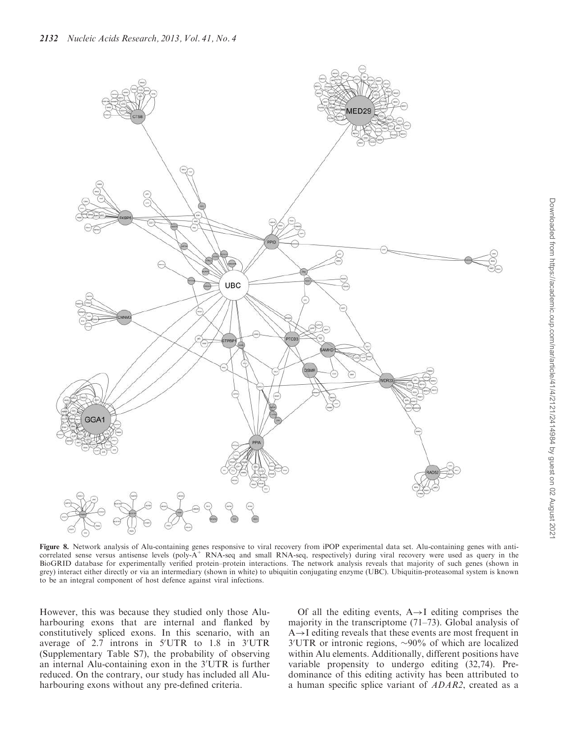**Figure 8.** Network analysis of Alu-containing genes responsive to viral recovery from iPOP experimental data set. Alu-containing genes with anti-correlated sense versus antisense levels (poly-A$^+$ RNA-seq and small RNA-seq, respectively) during viral recovery were used as query in the BioGRID database for experimentally verified protein–protein interactions. The network analysis reveals that majority of such genes (shown in grey) interact either directly or via an intermediary (shown in white) to ubiquitin conjugating enzyme (UBC). Ubiquitin-proteasomal system is known to be an integral component of host defence against viral infections.

However, this was because they studied only those Alu-harbouring exons that are internal and flanked by constitutively spliced exons. In this scenario, with an average of 2.7 introns in 5′UTR to 1.8 in 3′UTR (Supplementary Table S7), the probability of observing an internal Alu-containing exon in the 3′UTR is further reduced. On the contrary, our study has included all Alu-harbouring exons without any pre-defined criteria.

Of all the editing events, A→I editing comprises the majority in the transcriptome (71–73). Global analysis of A→I editing reveals that these events are most frequent in 3′UTR or intronic regions, ∼90% of which are localized within Alu elements. Additionally, different positions have variable propensity to undergo editing (32,74). Predominance of this editing activity has been attributed to a human specific splice variant of *ADAR2*, created as a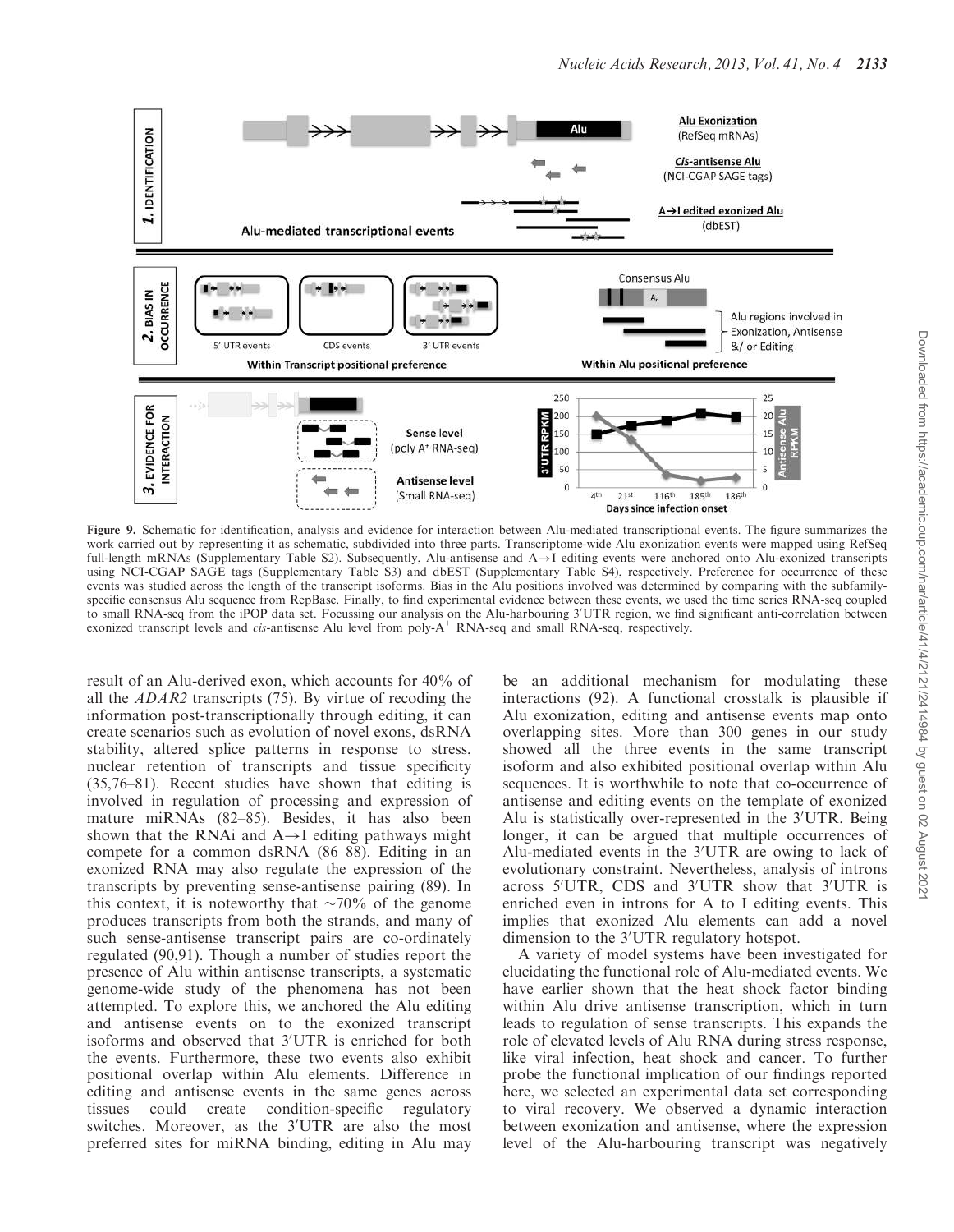**Figure 9.** Schematic for identification, analysis and evidence for interaction between Alu-mediated transcriptional events. The figure summarizes the work carried out by representing it as schematic, subdivided into three parts. Transcriptome-wide Alu exonization events were mapped using RefSeq full-length mRNAs (Supplementary Table S2). Subsequently, Alu-antisense and A→I editing events were anchored onto Alu-exonized transcripts using NCI-CGAP SAGE tags (Supplementary Table S3) and dbEST (Supplementary Table S4), respectively. Preference for occurrence of these events was studied across the length of the transcript isoforms. Bias in the Alu positions involved was determined by comparing with the subfamily-specific consensus Alu sequence from RepBase. Finally, to find experimental evidence between these events, we used the time series RNA-seq coupled to small RNA-seq from the iPOP data set. Focussing our analysis on the Alu-harbouring 3′UTR region, we find significant anti-correlation between exonized transcript levels and *cis*-antisense Alu level from poly-A$^+$ RNA-seq and small RNA-seq, respectively.

result of an Alu-derived exon, which accounts for 40% of all the *ADAR2* transcripts (75). By virtue of recoding the information post-transcriptionally through editing, it can create scenarios such as evolution of novel exons, dsRNA stability, altered splice patterns in response to stress, nuclear retention of transcripts and tissue specificity (35,76–81). Recent studies have shown that editing is involved in regulation of processing and expression of mature miRNAs (82–85). Besides, it has also been shown that the RNAi and A→I editing pathways might compete for a common dsRNA (86–88). Editing in an exonized RNA may also regulate the expression of the transcripts by preventing sense-antisense pairing (89). In this context, it is noteworthy that ~70% of the genome produces transcripts from both the strands, and many of such sense-antisense transcript pairs are co-ordinately regulated (90,91). Though a number of studies report the presence of Alu within antisense transcripts, a systematic genome-wide study of the phenomena has not been attempted. To explore this, we anchored the Alu editing and antisense events on to the exonized transcript isoforms and observed that 3′UTR is enriched for both the events. Furthermore, these two events also exhibit positional overlap within Alu elements. Difference in editing and antisense events in the same genes across tissues could create condition-specific regulatory switches. Moreover, as the 3′UTR are also the most preferred sites for miRNA binding, editing in Alu may be an additional mechanism for modulating these interactions (92). A functional crosstalk is plausible if Alu exonization, editing and antisense events map onto overlapping sites. More than 300 genes in our study showed all the three events in the same transcript isoform and also exhibited positional overlap within Alu sequences. It is worthwhile to note that co-occurrence of antisense and editing events on the template of exonized Alu is statistically over-represented in the 3′UTR. Being longer, it can be argued that multiple occurrences of Alu-mediated events in the 3′UTR are owing to lack of evolutionary constraint. Nevertheless, analysis of introns across 5′UTR, CDS and 3′UTR show that 3′UTR is enriched even in introns for A to I editing events. This implies that exonized Alu elements can add a novel dimension to the 3′UTR regulatory hotspot.

A variety of model systems have been investigated for elucidating the functional role of Alu-mediated events. We have earlier shown that the heat shock factor binding within Alu drive antisense transcription, which in turn leads to regulation of sense transcripts. This expands the role of elevated levels of Alu RNA during stress response, like viral infection, heat shock and cancer. To further probe the functional implication of our findings reported here, we selected an experimental data set corresponding to viral recovery. We observed a dynamic interaction between exonization and antisense, where the expression level of the Alu-harbouring transcript was negatively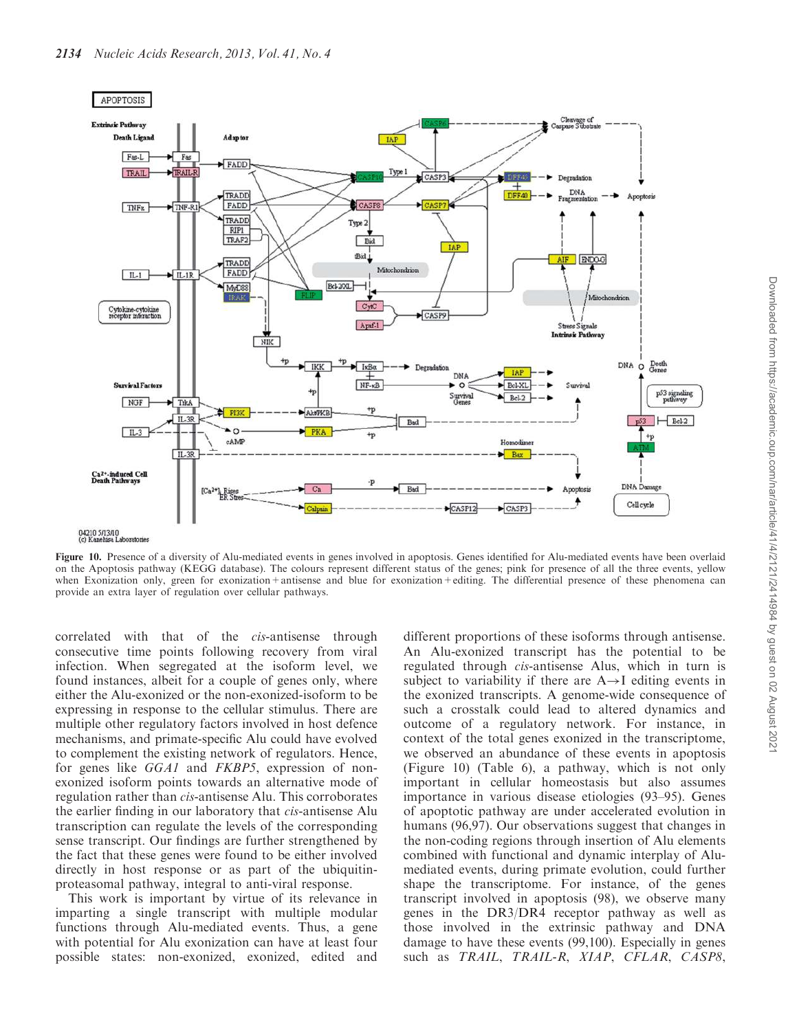APOPTOSIS

Extrinsic Pathway

Death Ligand

Adaptor

Fas-L

Fas

TRAIL

TRAIL-R

FADD

TNFα

TNF-R1

TRADD

FADD

TRADD

RIP1

TRAF2

IL-1

IL-1R

TRADD

FADD

MyD88

IRAK

Cytokine-cytokine receptor interaction

CASP10

CASP8

Type 1

Type 2

CASP3

CASP6

IAP

CASP7

IAP

Bid

tBid

Mitochondrion

Bcl-2/XL

FLIP

CytC

Apaf-1

CASP9

Cleavage of Caspase Substrate

DFF45

DFF40

Degradation

DNA Fragmentation

Apoptosis

AIF

ENDOG

Mitochondrion

Stress Signals

Intrinsic Pathway

NIK

+p

IKK

+p

IκBα

Degradation

NF-κB

DNA

Survival Genes

IAP

Bcl-XL

Bcl-2

Survival

DNA

Death Genes

p53 signaling pathway

Survival Factors

NGF

TrkA

IL-3R

PI3K

Akt/PKB

+p

Bad

IL-3

cAMP

PKA

+p

IL-3R

Homodimer

Bax

p53

Bcl-2

+p

ATM

DNA Damage

Cell cycle

$Ca^{2+}$-induced Cell Death Pathways

$[Ca^{2+}]_i$ Rises

ER Stress

Cn

-p

Bad

Apoptosis

Calpain

CASP12

CASP3

04210 5/13/10

(c) Kanehisa Laboratories

Figure 10. Presence of a diversity of Alu-mediated events in genes involved in apoptosis. Genes identified for Alu-mediated events have been overlaid on the Apoptosis pathway (KEGG database). The colours represent different status of the genes; pink for presence of all the three events, yellow when Exonization only, green for exonization + antisense and blue for exonization + editing. The differential presence of these phenomena can provide an extra layer of regulation over cellular pathways.

correlated with that of the *cis*-antisense through consecutive time points following recovery from viral infection. When segregated at the isoform level, we found instances, albeit for a couple of genes only, where either the Alu-exonized or the non-exonized-isoform to be expressing in response to the cellular stimulus. There are multiple other regulatory factors involved in host defence mechanisms, and primate-specific Alu could have evolved to complement the existing network of regulators. Hence, for genes like *GGA1* and *FKBP5*, expression of non-exonized isoform points towards an alternative mode of regulation rather than *cis*-antisense Alu. This corroborates the earlier finding in our laboratory that *cis*-antisense Alu transcription can regulate the levels of the corresponding sense transcript. Our findings are further strengthened by the fact that these genes were found to be either involved directly in host response or as part of the ubiquitin-proteasomal pathway, integral to anti-viral response.

This work is important by virtue of its relevance in imparting a single transcript with multiple modular functions through Alu-mediated events. Thus, a gene with potential for Alu exonization can have at least four possible states: non-exonized, exonized, edited and different proportions of these isoforms through antisense. An Alu-exonized transcript has the potential to be regulated through *cis*-antisense Alus, which in turn is subject to variability if there are A→I editing events in the exonized transcripts. A genome-wide consequence of such a crosstalk could lead to altered dynamics and outcome of a regulatory network. For instance, in context of the total genes exonized in the transcriptome, we observed an abundance of these events in apoptosis (Figure 10) (Table 6), a pathway, which is not only important in cellular homeostasis but also assumes importance in various disease etiologies (93–95). Genes of apoptotic pathway are under accelerated evolution in humans (96,97). Our observations suggest that changes in the non-coding regions through insertion of Alu elements combined with functional and dynamic interplay of Alu-mediated events, during primate evolution, could further shape the transcriptome. For instance, of the genes transcript involved in apoptosis (98), we observe many genes in the DR3/DR4 receptor pathway as well as those involved in the extrinsic pathway and DNA damage to have these events (99,100). Especially in genes such as *TRAIL*, *TRAIL-R*, *XIAP*, *CFLAR*, *CASP8*,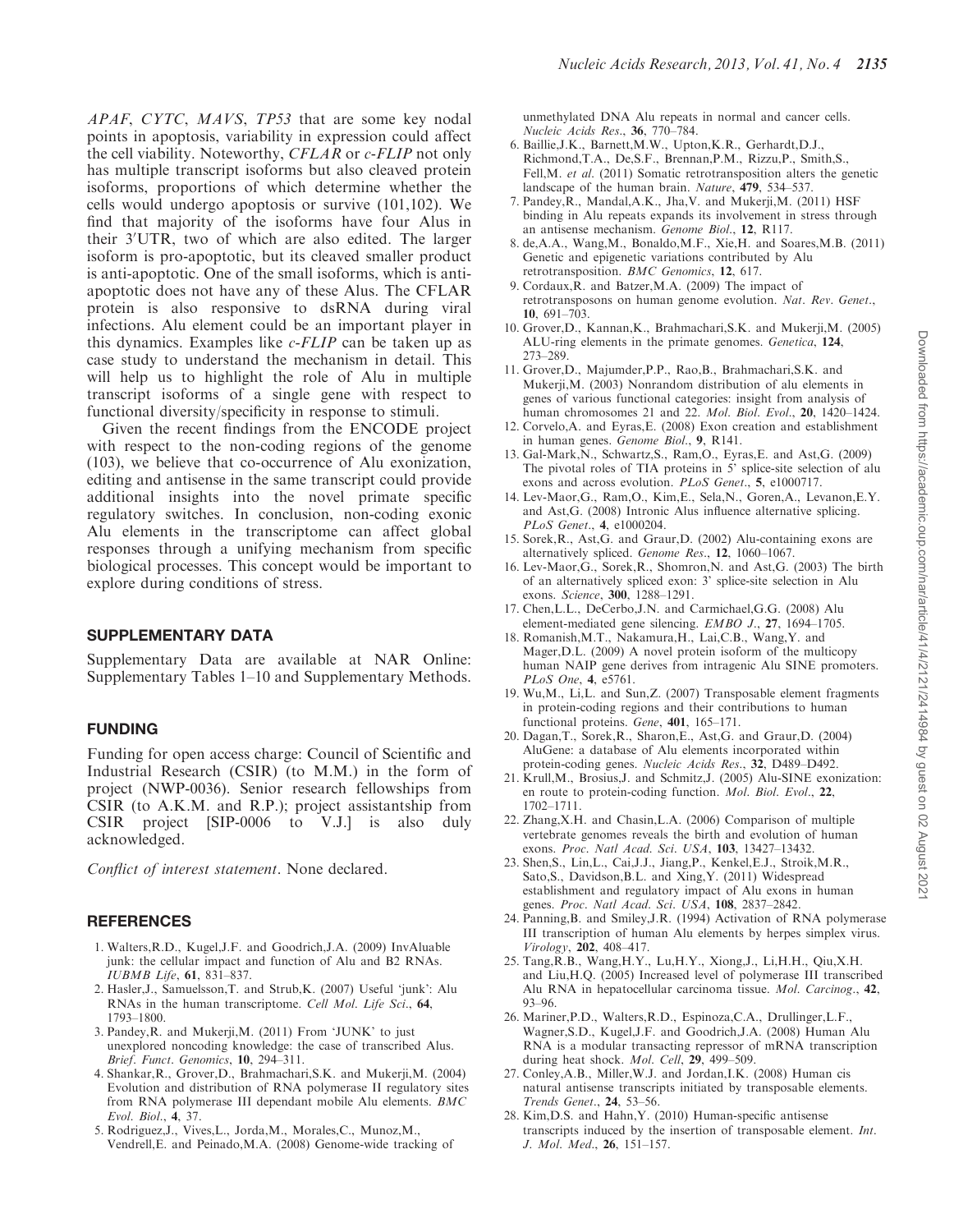*APAF*, *CYTC*, *MAVS*, *TP53* that are some key nodal points in apoptosis, variability in expression could affect the cell viability. Noteworthy, *CFLAR* or *c-FLIP* not only has multiple transcript isoforms but also cleaved protein isoforms, proportions of which determine whether the cells would undergo apoptosis or survive (101,102). We find that majority of the isoforms have four Alus in their 3′UTR, two of which are also edited. The larger isoform is pro-apoptotic, but its cleaved smaller product is anti-apoptotic. One of the small isoforms, which is anti-apoptotic does not have any of these Alus. The CFLAR protein is also responsive to dsRNA during viral infections. Alu element could be an important player in this dynamics. Examples like *c-FLIP* can be taken up as case study to understand the mechanism in detail. This will help us to highlight the role of Alu in multiple transcript isoforms of a single gene with respect to functional diversity/specificity in response to stimuli.

Given the recent findings from the ENCODE project with respect to the non-coding regions of the genome (103), we believe that co-occurrence of Alu exonization, editing and antisense in the same transcript could provide additional insights into the novel primate specific regulatory switches. In conclusion, non-coding exonic Alu elements in the transcriptome can affect global responses through a unifying mechanism from specific biological processes. This concept would be important to explore during conditions of stress.

## SUPPLEMENTARY DATA

Supplementary Data are available at NAR Online: Supplementary Tables 1–10 and Supplementary Methods.

## FUNDING

Funding for open access charge: Council of Scientific and Industrial Research (CSIR) (to M.M.) in the form of project (NWP-0036). Senior research fellowships from CSIR (to A.K.M. and R.P.); project assistantship from CSIR project [SIP-0006 to V.J.] is also duly acknowledged.

*Conflict of interest statement*. None declared.

## REFERENCES

1. Walters,R.D., Kugel,J.F. and Goodrich,J.A. (2009) InvAluable junk: the cellular impact and function of Alu and B2 RNAs. *IUBMB Life*, **61**, 831–837.
2. Hasler,J., Samuelsson,T. and Strub,K. (2007) Useful 'junk': Alu RNAs in the human transcriptome. *Cell Mol. Life Sci.*, **64**, 1793–1800.
3. Pandey,R. and Mukerji,M. (2011) From 'JUNK' to just unexplored noncoding knowledge: the case of transcribed Alus. *Brief. Funct. Genomics*, **10**, 294–311.
4. Shankar,R., Grover,D., Brahmachari,S.K. and Mukerji,M. (2004) Evolution and distribution of RNA polymerase II regulatory sites from RNA polymerase III dependant mobile Alu elements. *BMC Evol. Biol.*, **4**, 37.
5. Rodriguez,J., Vives,L., Jorda,M., Morales,C., Munoz,M., Vendrell,E. and Peinado,M.A. (2008) Genome-wide tracking of unmethylated DNA Alu repeats in normal and cancer cells. *Nucleic Acids Res.*, **36**, 770–784.
6. Baillie,J.K., Barnett,M.W., Upton,K.R., Gerhardt,D.J., Richmond,T.A., De,S.F., Brennan,P.M., Rizzu,P., Smith,S., Fell,M. *et al.* (2011) Somatic retrotransposition alters the genetic landscape of the human brain. *Nature*, **479**, 534–537.
7. Pandey,R., Mandal,A.K., Jha,V. and Mukerji,M. (2011) HSF binding in Alu repeats expands its involvement in stress through an antisense mechanism. *Genome Biol.*, **12**, R117.
8. de,A.A., Wang,M., Bonaldo,M.F., Xie,H. and Soares,M.B. (2011) Genetic and epigenetic variations contributed by Alu retrotransposition. *BMC Genomics*, **12**, 617.
9. Cordaux,R. and Batzer,M.A. (2009) The impact of retrotransposons on human genome evolution. *Nat. Rev. Genet.*, **10**, 691–703.
10. Grover,D., Kannan,K., Brahmachari,S.K. and Mukerji,M. (2005) ALU-ring elements in the primate genomes. *Genetica*, **124**, 273–289.
11. Grover,D., Majumder,P.P., Rao,B., Brahmachari,S.K. and Mukerji,M. (2003) Nonrandom distribution of alu elements in genes of various functional categories: insight from analysis of human chromosomes 21 and 22. *Mol. Biol. Evol.*, **20**, 1420–1424.
12. Corvelo,A. and Eyras,E. (2008) Exon creation and establishment in human genes. *Genome Biol.*, **9**, R141.
13. Gal-Mark,N., Schwartz,S., Ram,O., Eyras,E. and Ast,G. (2009) The pivotal roles of TIA proteins in 5′ splice-site selection of alu exons and across evolution. *PLoS Genet.*, **5**, e1000717.
14. Lev-Maor,G., Ram,O., Kim,E., Sela,N., Goren,A., Levanon,E.Y. and Ast,G. (2008) Intronic Alus influence alternative splicing. *PLoS Genet.*, **4**, e1000204.
15. Sorek,R., Ast,G. and Graur,D. (2002) Alu-containing exons are alternatively spliced. *Genome Res.*, **12**, 1060–1067.
16. Lev-Maor,G., Sorek,R., Shomron,N. and Ast,G. (2003) The birth of an alternatively spliced exon: 3′ splice-site selection in Alu exons. *Science*, **300**, 1288–1291.
17. Chen,L.L., DeCerbo,J.N. and Carmichael,G.G. (2008) Alu element-mediated gene silencing. *EMBO J.*, **27**, 1694–1705.
18. Romanish,M.T., Nakamura,H., Lai,C.B., Wang,Y. and Mager,D.L. (2009) A novel protein isoform of the multicopy human NAIP gene derives from intragenic Alu SINE promoters. *PLoS One*, **4**, e5761.
19. Wu,M., Li,L. and Sun,Z. (2007) Transposable element fragments in protein-coding regions and their contributions to human functional proteins. *Gene*, **401**, 165–171.
20. Dagan,T., Sorek,R., Sharon,E., Ast,G. and Graur,D. (2004) AluGene: a database of Alu elements incorporated within protein-coding genes. *Nucleic Acids Res.*, **32**, D489–D492.
21. Krull,M., Brosius,J. and Schmitz,J. (2005) Alu-SINE exonization: en route to protein-coding function. *Mol. Biol. Evol.*, **22**, 1702–1711.
22. Zhang,X.H. and Chasin,L.A. (2006) Comparison of multiple vertebrate genomes reveals the birth and evolution of human exons. *Proc. Natl Acad. Sci. USA*, **103**, 13427–13432.
23. Shen,S., Lin,L., Cai,J.J., Jiang,P., Kenkel,E.J., Stroik,M.R., Sato,S., Davidson,B.L. and Xing,Y. (2011) Widespread establishment and regulatory impact of Alu exons in human genes. *Proc. Natl Acad. Sci. USA*, **108**, 2837–2842.
24. Panning,B. and Smiley,J.R. (1994) Activation of RNA polymerase III transcription of human Alu elements by herpes simplex virus. *Virology*, **202**, 408–417.
25. Tang,R.B., Wang,H.Y., Lu,H.Y., Xiong,J., Li,H.H., Qiu,X.H. and Liu,H.Q. (2005) Increased level of polymerase III transcribed Alu RNA in hepatocellular carcinoma tissue. *Mol. Carcinog.*, **42**, 93–96.
26. Mariner,P.D., Walters,R.D., Espinoza,C.A., Drullinger,L.F., Wagner,S.D., Kugel,J.F. and Goodrich,J.A. (2008) Human Alu RNA is a modular transacting repressor of mRNA transcription during heat shock. *Mol. Cell*, **29**, 499–509.
27. Conley,A.B., Miller,W.J. and Jordan,I.K. (2008) Human cis natural antisense transcripts initiated by transposable elements. *Trends Genet.*, **24**, 53–56.
28. Kim,D.S. and Hahn,Y. (2010) Human-specific antisense transcripts induced by the insertion of transposable element. *Int. J. Mol. Med.*, **26**, 151–157.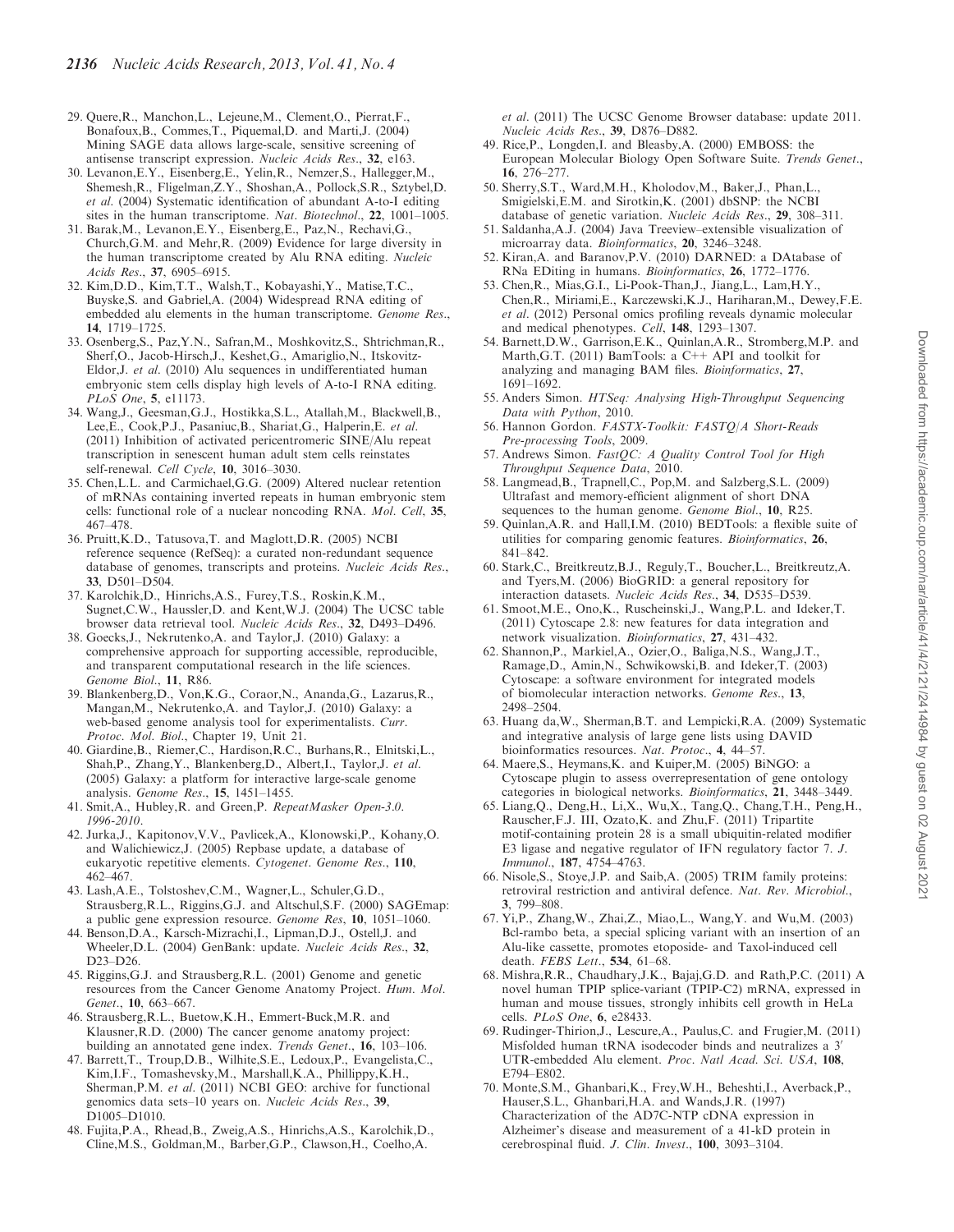29. Quere,R., Manchon,L., Lejeune,M., Clement,O., Pierrat,F., Bonafoux,B., Commes,T., Piquemal,D. and Marti,J. (2004) Mining SAGE data allows large-scale, sensitive screening of antisense transcript expression. *Nucleic Acids Res.*, **32**, e163.
30. Levanon,E.Y., Eisenberg,E., Yelin,R., Nemzer,S., Hallegger,M., Shemesh,R., Fligelman,Z.Y., Shoshan,A., Pollock,S.R., Sztybel,D. *et al*. (2004) Systematic identification of abundant A-to-I editing sites in the human transcriptome. *Nat. Biotechnol.*, **22**, 1001–1005.
31. Barak,M., Levanon,E.Y., Eisenberg,E., Paz,N., Rechavi,G., Church,G.M. and Mehr,R. (2009) Evidence for large diversity in the human transcriptome created by Alu RNA editing. *Nucleic Acids Res.*, **37**, 6905–6915.
32. Kim,D.D., Kim,T.T., Walsh,T., Kobayashi,Y., Matise,T.C., Buyske,S. and Gabriel,A. (2004) Widespread RNA editing of embedded alu elements in the human transcriptome. *Genome Res.*, **14**, 1719–1725.
33. Osenberg,S., Paz,Y.N., Safran,M., Moshkovitz,S., Shtrichman,R., Sherf,O., Jacob-Hirsch,J., Keshet,G., Amariglio,N., Itskovitz-Eldor,J. *et al*. (2010) Alu sequences in undifferentiated human embryonic stem cells display high levels of A-to-I RNA editing. *PLoS One*, **5**, e11173.
34. Wang,J., Geesman,G.J., Hostikka,S.L., Atallah,M., Blackwell,B., Lee,E., Cook,P.J., Pasaniuc,B., Shariat,G., Halperin,E. *et al*. (2011) Inhibition of activated pericentromeric SINE/Alu repeat transcription in senescent human adult stem cells reinstates self-renewal. *Cell Cycle*, **10**, 3016–3030.
35. Chen,L.L. and Carmichael,G.G. (2009) Altered nuclear retention of mRNAs containing inverted repeats in human embryonic stem cells: functional role of a nuclear noncoding RNA. *Mol. Cell*, **35**, 467–478.
36. Pruitt,K.D., Tatusova,T. and Maglott,D.R. (2005) NCBI reference sequence (RefSeq): a curated non-redundant sequence database of genomes, transcripts and proteins. *Nucleic Acids Res.*, **33**, D501–D504.
37. Karolchik,D., Hinrichs,A.S., Furey,T.S., Roskin,K.M., Sugnet,C.W., Haussler,D. and Kent,W.J. (2004) The UCSC table browser data retrieval tool. *Nucleic Acids Res.*, **32**, D493–D496.
38. Goecks,J., Nekrutenko,A. and Taylor,J. (2010) Galaxy: a comprehensive approach for supporting accessible, reproducible, and transparent computational research in the life sciences. *Genome Biol.*, **11**, R86.
39. Blankenberg,D., Von,K.G., Coraor,N., Ananda,G., Lazarus,R., Mangan,M., Nekrutenko,A. and Taylor,J. (2010) Galaxy: a web-based genome analysis tool for experimentalists. *Curr. Protoc. Mol. Biol.*, Chapter 19, Unit 21.
40. Giardine,B., Riemer,C., Hardison,R.C., Burhans,R., Elnitski,L., Shah,P., Zhang,Y., Blankenberg,D., Albert,I., Taylor,J. *et al*. (2005) Galaxy: a platform for interactive large-scale genome analysis. *Genome Res.*, **15**, 1451–1455.
41. Smit,A., Hubley,R. and Green,P. *RepeatMasker Open-3.0. 1996-2010*.
42. Jurka,J., Kapitonov,V.V., Pavlicek,A., Klonowski,P., Kohany,O. and Walichiewicz,J. (2005) Repbase update, a database of eukaryotic repetitive elements. *Cytogenet. Genome Res.*, **110**, 462–467.
43. Lash,A.E., Tolstoshev,C.M., Wagner,L., Schuler,G.D., Strausberg,R.L., Riggins,G.J. and Altschul,S.F. (2000) SAGEmap: a public gene expression resource. *Genome Res*, **10**, 1051–1060.
44. Benson,D.A., Karsch-Mizrachi,I., Lipman,D.J., Ostell,J. and Wheeler,D.L. (2004) GenBank: update. *Nucleic Acids Res.*, **32**, D23–D26.
45. Riggins,G.J. and Strausberg,R.L. (2001) Genome and genetic resources from the Cancer Genome Anatomy Project. *Hum. Mol. Genet.*, **10**, 663–667.
46. Strausberg,R.L., Buetow,K.H., Emmert-Buck,M.R. and Klausner,R.D. (2000) The cancer genome anatomy project: building an annotated gene index. *Trends Genet.*, **16**, 103–106.
47. Barrett,T., Troup,D.B., Wilhite,S.E., Ledoux,P., Evangelista,C., Kim,I.F., Tomashevsky,M., Marshall,K.A., Phillippy,K.H., Sherman,P.M. *et al*. (2011) NCBI GEO: archive for functional genomics data sets–10 years on. *Nucleic Acids Res.*, **39**, D1005–D1010.
48. Fujita,P.A., Rhead,B., Zweig,A.S., Hinrichs,A.S., Karolchik,D., Cline,M.S., Goldman,M., Barber,G.P., Clawson,H., Coelho,A. *et al*. (2011) The UCSC Genome Browser database: update 2011. *Nucleic Acids Res.*, **39**, D876–D882.
49. Rice,P., Longden,I. and Bleasby,A. (2000) EMBOSS: the European Molecular Biology Open Software Suite. *Trends Genet.*, **16**, 276–277.
50. Sherry,S.T., Ward,M.H., Kholodov,M., Baker,J., Phan,L., Smigielski,E.M. and Sirotkin,K. (2001) dbSNP: the NCBI database of genetic variation. *Nucleic Acids Res.*, **29**, 308–311.
51. Saldanha,A.J. (2004) Java Treeview–extensible visualization of microarray data. *Bioinformatics*, **20**, 3246–3248.
52. Kiran,A. and Baranov,P.V. (2010) DARNED: a DAtabase of RNa EDiting in humans. *Bioinformatics*, **26**, 1772–1776.
53. Chen,R., Mias,G.I., Li-Pook-Than,J., Jiang,L., Lam,H.Y., Chen,R., Miriami,E., Karczewski,K.J., Hariharan,M., Dewey,F.E. *et al*. (2012) Personal omics profiling reveals dynamic molecular and medical phenotypes. *Cell*, **148**, 1293–1307.
54. Barnett,D.W., Garrison,E.K., Quinlan,A.R., Stromberg,M.P. and Marth,G.T. (2011) BamTools: a C++ API and toolkit for analyzing and managing BAM files. *Bioinformatics*, **27**, 1691–1692.
55. Anders Simon. *HTSeq: Analysing High-Throughput Sequencing Data with Python*, 2010.
56. Hannon Gordon. *FASTX-Toolkit: FASTQ/A Short-Reads Pre-processing Tools*, 2009.
57. Andrews Simon. *FastQC: A Quality Control Tool for High Throughput Sequence Data*, 2010.
58. Langmead,B., Trapnell,C., Pop,M. and Salzberg,S.L. (2009) Ultrafast and memory-efficient alignment of short DNA sequences to the human genome. *Genome Biol.*, **10**, R25.
59. Quinlan,A.R. and Hall,I.M. (2010) BEDTools: a flexible suite of utilities for comparing genomic features. *Bioinformatics*, **26**, 841–842.
60. Stark,C., Breitkreutz,B.J., Reguly,T., Boucher,L., Breitkreutz,A. and Tyers,M. (2006) BioGRID: a general repository for interaction datasets. *Nucleic Acids Res.*, **34**, D535–D539.
61. Smoot,M.E., Ono,K., Ruscheinski,J., Wang,P.L. and Ideker,T. (2011) Cytoscape 2.8: new features for data integration and network visualization. *Bioinformatics*, **27**, 431–432.
62. Shannon,P., Markiel,A., Ozier,O., Baliga,N.S., Wang,J.T., Ramage,D., Amin,N., Schwikowski,B. and Ideker,T. (2003) Cytoscape: a software environment for integrated models of biomolecular interaction networks. *Genome Res.*, **13**, 2498–2504.
63. Huang da,W., Sherman,B.T. and Lempicki,R.A. (2009) Systematic and integrative analysis of large gene lists using DAVID bioinformatics resources. *Nat. Protoc.*, **4**, 44–57.
64. Maere,S., Heymans,K. and Kuiper,M. (2005) BiNGO: a Cytoscape plugin to assess overrepresentation of gene ontology categories in biological networks. *Bioinformatics*, **21**, 3448–3449.
65. Liang,Q., Deng,H., Li,X., Wu,X., Tang,Q., Chang,T.H., Peng,H., Rauscher,F.J. III, Ozato,K. and Zhu,F. (2011) Tripartite motif-containing protein 28 is a small ubiquitin-related modifier E3 ligase and negative regulator of IFN regulatory factor 7. *J. Immunol.*, **187**, 4754–4763.
66. Nisole,S., Stoye,J.P. and Saib,A. (2005) TRIM family proteins: retroviral restriction and antiviral defence. *Nat. Rev. Microbiol.*, **3**, 799–808.
67. Yi,P., Zhang,W., Zhai,Z., Miao,L., Wang,Y. and Wu,M. (2003) Bcl-rambo beta, a special splicing variant with an insertion of an Alu-like cassette, promotes etoposide- and Taxol-induced cell death. *FEBS Lett.*, **534**, 61–68.
68. Mishra,R.R., Chaudhary,J.K., Bajaj,G.D. and Rath,P.C. (2011) A novel human TPIP splice-variant (TPIP-C2) mRNA, expressed in human and mouse tissues, strongly inhibits cell growth in HeLa cells. *PLoS One*, **6**, e28433.
69. Rudinger-Thirion,J., Lescure,A., Paulus,C. and Frugier,M. (2011) Misfolded human tRNA isodecoder binds and neutralizes a 3′ UTR-embedded Alu element. *Proc. Natl Acad. Sci. USA*, **108**, E794–E802.
70. Monte,S.M., Ghanbari,K., Frey,W.H., Beheshti,I., Averback,P., Hauser,S.L., Ghanbari,H.A. and Wands,J.R. (1997) Characterization of the AD7C-NTP cDNA expression in Alzheimer's disease and measurement of a 41-kD protein in cerebrospinal fluid. *J. Clin. Invest.*, **100**, 3093–3104.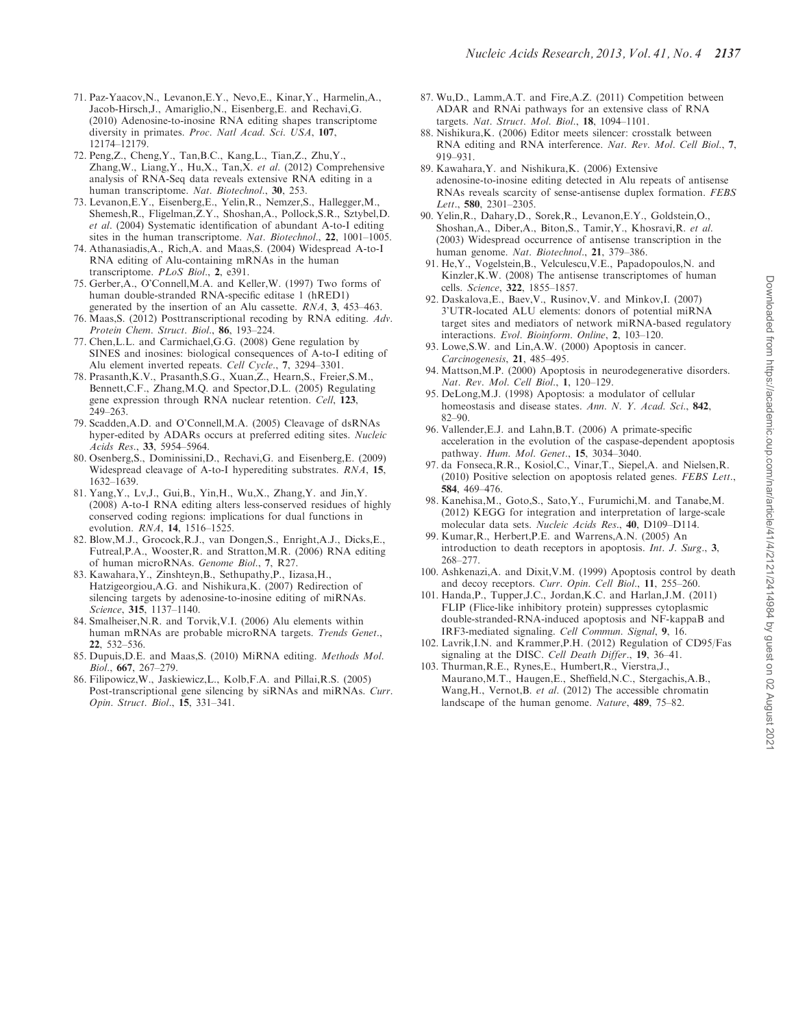71. Paz-Yaacov,N., Levanon,E.Y., Nevo,E., Kinar,Y., Harmelin,A., Jacob-Hirsch,J., Amariglio,N., Eisenberg,E. and Rechavi,G. (2010) Adenosine-to-inosine RNA editing shapes transcriptome diversity in primates. *Proc. Natl Acad. Sci. USA*, **107**, 12174–12179.
72. Peng,Z., Cheng,Y., Tan,B.C., Kang,L., Tian,Z., Zhu,Y., Zhang,W., Liang,Y., Hu,X., Tan,X. *et al.* (2012) Comprehensive analysis of RNA-Seq data reveals extensive RNA editing in a human transcriptome. *Nat. Biotechnol.*, **30**, 253.
73. Levanon,E.Y., Eisenberg,E., Yelin,R., Nemzer,S., Hallegger,M., Shemesh,R., Fligelman,Z.Y., Shoshan,A., Pollock,S.R., Sztybel,D. *et al.* (2004) Systematic identification of abundant A-to-I editing sites in the human transcriptome. *Nat. Biotechnol.*, **22**, 1001–1005.
74. Athanasiadis,A., Rich,A. and Maas,S. (2004) Widespread A-to-I RNA editing of Alu-containing mRNAs in the human transcriptome. *PLoS Biol.*, **2**, e391.
75. Gerber,A., O'Connell,M.A. and Keller,W. (1997) Two forms of human double-stranded RNA-specific editase 1 (hRED1) generated by the insertion of an Alu cassette. *RNA*, **3**, 453–463.
76. Maas,S. (2012) Posttranscriptional recoding by RNA editing. *Adv. Protein Chem. Struct. Biol.*, **86**, 193–224.
77. Chen,L.L. and Carmichael,G.G. (2008) Gene regulation by SINES and inosines: biological consequences of A-to-I editing of Alu element inverted repeats. *Cell Cycle.*, **7**, 3294–3301.
78. Prasanth,K.V., Prasanth,S.G., Xuan,Z., Hearn,S., Freier,S.M., Bennett,C.F., Zhang,M.Q. and Spector,D.L. (2005) Regulating gene expression through RNA nuclear retention. *Cell*, **123**, 249–263.
79. Scadden,A.D. and O'Connell,M.A. (2005) Cleavage of dsRNAs hyper-edited by ADARs occurs at preferred editing sites. *Nucleic Acids Res.*, **33**, 5954–5964.
80. Osenberg,S., Dominissini,D., Rechavi,G. and Eisenberg,E. (2009) Widespread cleavage of A-to-I hyperediting substrates. *RNA*, **15**, 1632–1639.
81. Yang,Y., Lv,J., Gui,B., Yin,H., Wu,X., Zhang,Y. and Jin,Y. (2008) A-to-I RNA editing alters less-conserved residues of highly conserved coding regions: implications for dual functions in evolution. *RNA*, **14**, 1516–1525.
82. Blow,M.J., Grocock,R.J., van Dongen,S., Enright,A.J., Dicks,E., Futreal,P.A., Wooster,R. and Stratton,M.R. (2006) RNA editing of human microRNAs. *Genome Biol.*, **7**, R27.
83. Kawahara,Y., Zinshteyn,B., Sethupathy,P., Iizasa,H., Hatzigeorgiou,A.G. and Nishikura,K. (2007) Redirection of silencing targets by adenosine-to-inosine editing of miRNAs. *Science*, **315**, 1137–1140.
84. Smalheiser,N.R. and Torvik,V.I. (2006) Alu elements within human mRNAs are probable microRNA targets. *Trends Genet.*, **22**, 532–536.
85. Dupuis,D.E. and Maas,S. (2010) MiRNA editing. *Methods Mol. Biol.*, **667**, 267–279.
86. Filipowicz,W., Jaskiewicz,L., Kolb,F.A. and Pillai,R.S. (2005) Post-transcriptional gene silencing by siRNAs and miRNAs. *Curr. Opin. Struct. Biol.*, **15**, 331–341.
87. Wu,D., Lamm,A.T. and Fire,A.Z. (2011) Competition between ADAR and RNAi pathways for an extensive class of RNA targets. *Nat. Struct. Mol. Biol.*, **18**, 1094–1101.
88. Nishikura,K. (2006) Editor meets silencer: crosstalk between RNA editing and RNA interference. *Nat. Rev. Mol. Cell Biol.*, **7**, 919–931.
89. Kawahara,Y. and Nishikura,K. (2006) Extensive adenosine-to-inosine editing detected in Alu repeats of antisense RNAs reveals scarcity of sense-antisense duplex formation. *FEBS Lett.*, **580**, 2301–2305.
90. Yelin,R., Dahary,D., Sorek,R., Levanon,E.Y., Goldstein,O., Shoshan,A., Diber,A., Biton,S., Tamir,Y., Khosravi,R. *et al.* (2003) Widespread occurrence of antisense transcription in the human genome. *Nat. Biotechnol.*, **21**, 379–386.
91. He,Y., Vogelstein,B., Velculescu,V.E., Papadopoulos,N. and Kinzler,K.W. (2008) The antisense transcriptomes of human cells. *Science*, **322**, 1855–1857.
92. Daskalova,E., Baev,V., Rusinov,V. and Minkov,I. (2007) 3'UTR-located ALU elements: donors of potential miRNA target sites and mediators of network miRNA-based regulatory interactions. *Evol. Bioinform. Online*, **2**, 103–120.
93. Lowe,S.W. and Lin,A.W. (2000) Apoptosis in cancer. *Carcinogenesis*, **21**, 485–495.
94. Mattson,M.P. (2000) Apoptosis in neurodegenerative disorders. *Nat. Rev. Mol. Cell Biol.*, **1**, 120–129.
95. DeLong,M.J. (1998) Apoptosis: a modulator of cellular homeostasis and disease states. *Ann. N. Y. Acad. Sci.*, **842**, 82–90.
96. Vallender,E.J. and Lahn,B.T. (2006) A primate-specific acceleration in the evolution of the caspase-dependent apoptosis pathway. *Hum. Mol. Genet.*, **15**, 3034–3040.
97. da Fonseca,R.R., Kosiol,C., Vinar,T., Siepel,A. and Nielsen,R. (2010) Positive selection on apoptosis related genes. *FEBS Lett.*, **584**, 469–476.
98. Kanehisa,M., Goto,S., Sato,Y., Furumichi,M. and Tanabe,M. (2012) KEGG for integration and interpretation of large-scale molecular data sets. *Nucleic Acids Res.*, **40**, D109–D114.
99. Kumar,R., Herbert,P.E. and Warrens,A.N. (2005) An introduction to death receptors in apoptosis. *Int. J. Surg.*, **3**, 268–277.
100. Ashkenazi,A. and Dixit,V.M. (1999) Apoptosis control by death and decoy receptors. *Curr. Opin. Cell Biol.*, **11**, 255–260.
101. Handa,P., Tupper,J.C., Jordan,K.C. and Harlan,J.M. (2011) FLIP (Flice-like inhibitory protein) suppresses cytoplasmic double-stranded-RNA-induced apoptosis and NF-kappaB and IRF3-mediated signaling. *Cell Commun. Signal*, **9**, 16.
102. Lavrik,I.N. and Krammer,P.H. (2012) Regulation of CD95/Fas signaling at the DISC. *Cell Death Differ.*, **19**, 36–41.
103. Thurman,R.E., Rynes,E., Humbert,R., Vierstra,J., Maurano,M.T., Haugen,E., Sheffield,N.C., Stergachis,A.B., Wang,H., Vernot,B. *et al.* (2012) The accessible chromatin landscape of the human genome. *Nature*, **489**, 75–82.